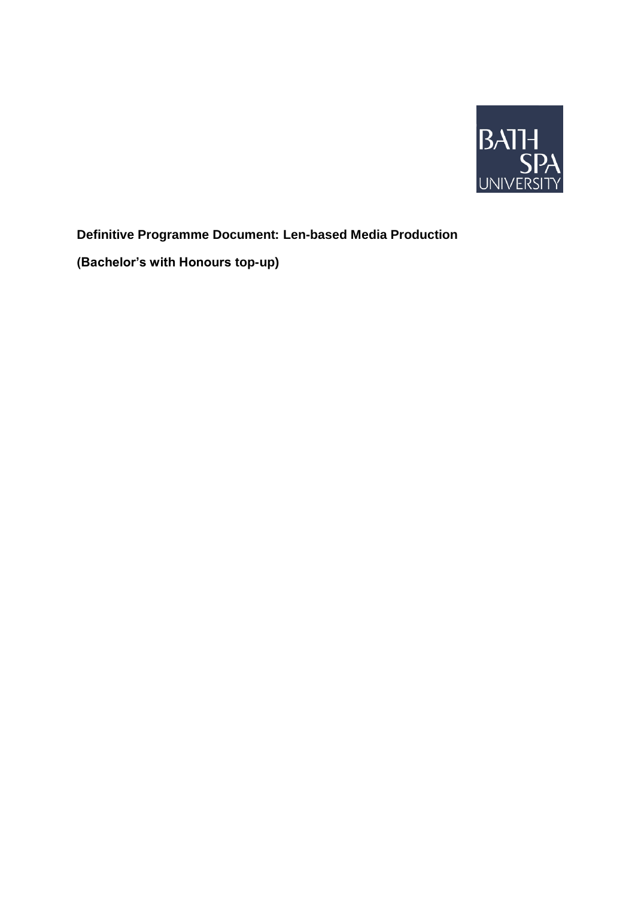BATH SPA UNIVERSITY

**Definitive Programme Document: Len-based Media Production**

**(Bachelor's with Honours top-up)**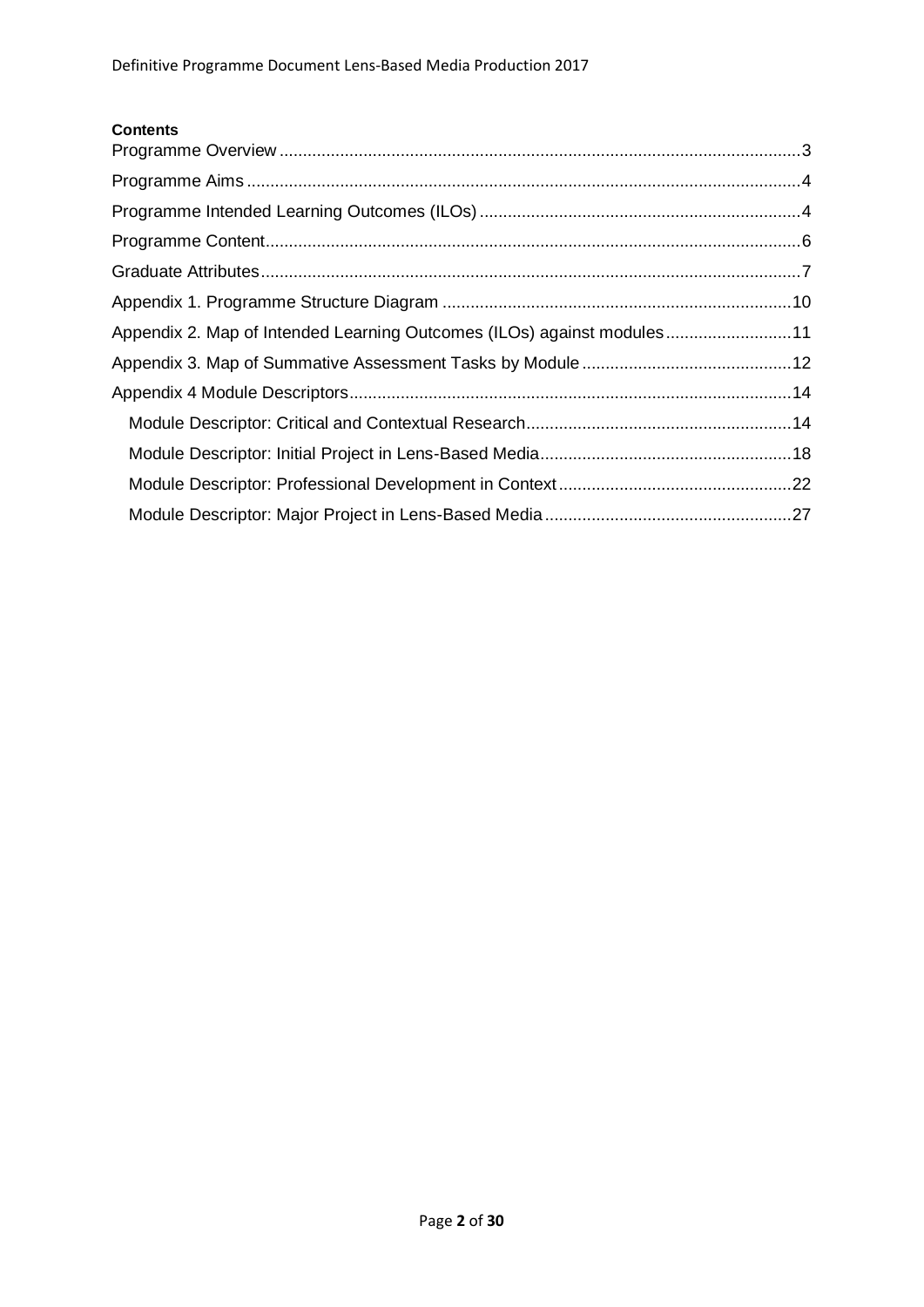**Contents**

Programme Overview ........................................................................................................... 3

Programme Aims ................................................................................................................. 4

Programme Intended Learning Outcomes (ILOs) ................................................................ 4

Programme Content ............................................................................................................ 6

Graduate Attributes ............................................................................................................. 7

Appendix 1. Programme Structure Diagram ...................................................................... 10

Appendix 2. Map of Intended Learning Outcomes (ILOs) against modules ....................... 11

Appendix 3. Map of Summative Assessment Tasks by Module ......................................... 12

Appendix 4 Module Descriptors .......................................................................................... 14

- Module Descriptor: Critical and Contextual Research ..................................................... 14
- Module Descriptor: Initial Project in Lens-Based Media ................................................... 18
- Module Descriptor: Professional Development in Context .............................................. 22
- Module Descriptor: Major Project in Lens-Based Media ................................................... 27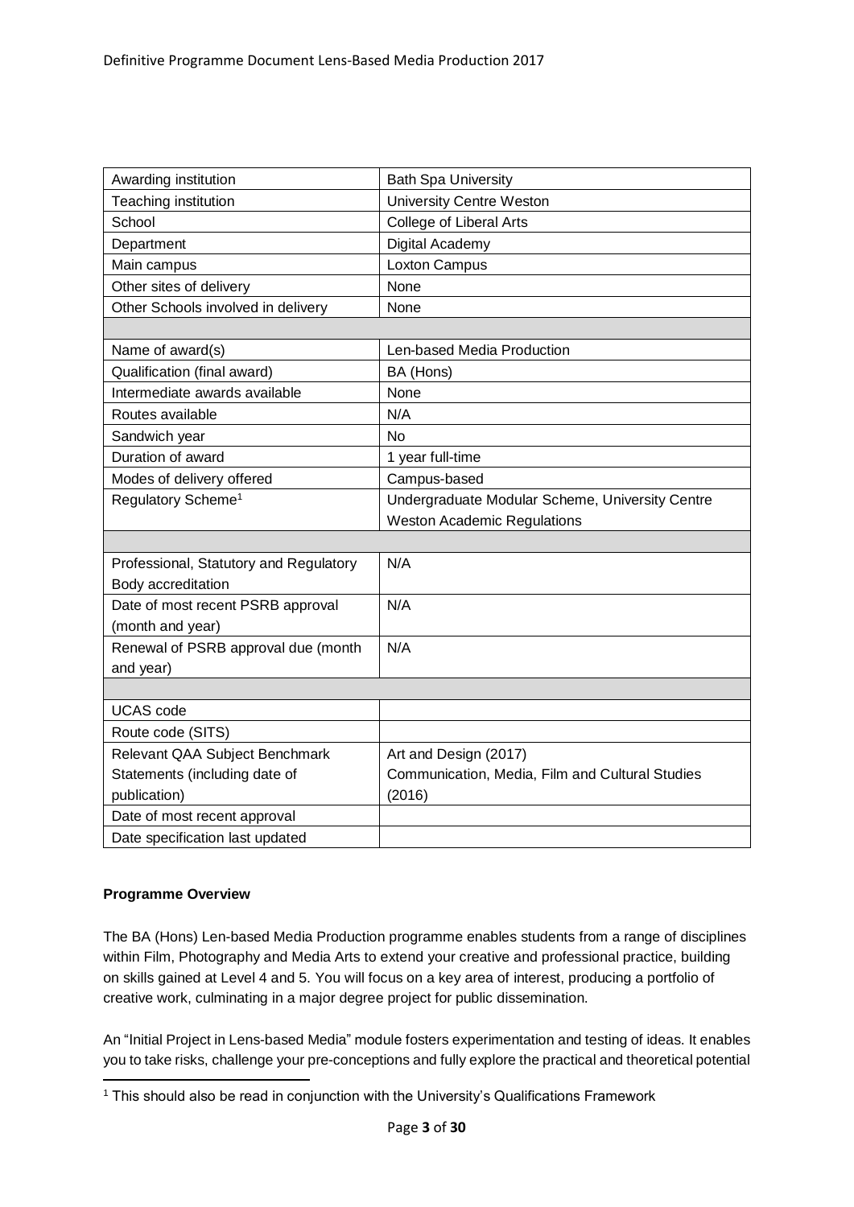| Awarding institution | Bath Spa University |
| --- | --- |
| Teaching institution | University Centre Weston |
| School | College of Liberal Arts |
| Department | Digital Academy |
| Main campus | Loxton Campus |
| Other sites of delivery | None |
| Other Schools involved in delivery | None |
| | |
| Name of award(s) | Len-based Media Production |
| Qualification (final award) | BA (Hons) |
| Intermediate awards available | None |
| Routes available | N/A |
| Sandwich year | No |
| Duration of award | 1 year full-time |
| Modes of delivery offered | Campus-based |
| Regulatory Scheme[1] | Undergraduate Modular Scheme, University Centre Weston Academic Regulations |
| | |
| Professional, Statutory and Regulatory Body accreditation | N/A |
| Date of most recent PSRB approval (month and year) | N/A |
| Renewal of PSRB approval due (month and year) | N/A |
| | |
| UCAS code | |
| Route code (SITS) | |
| Relevant QAA Subject Benchmark Statements (including date of publication) | Art and Design (2017)<br>Communication, Media, Film and Cultural Studies (2016) |
| Date of most recent approval | |
| Date specification last updated | |

**Programme Overview**

The BA (Hons) Len-based Media Production programme enables students from a range of disciplines within Film, Photography and Media Arts to extend your creative and professional practice, building on skills gained at Level 4 and 5. You will focus on a key area of interest, producing a portfolio of creative work, culminating in a major degree project for public dissemination.

An "Initial Project in Lens-based Media" module fosters experimentation and testing of ideas. It enables you to take risks, challenge your pre-conceptions and fully explore the practical and theoretical potential

[1] This should also be read in conjunction with the University's Qualifications Framework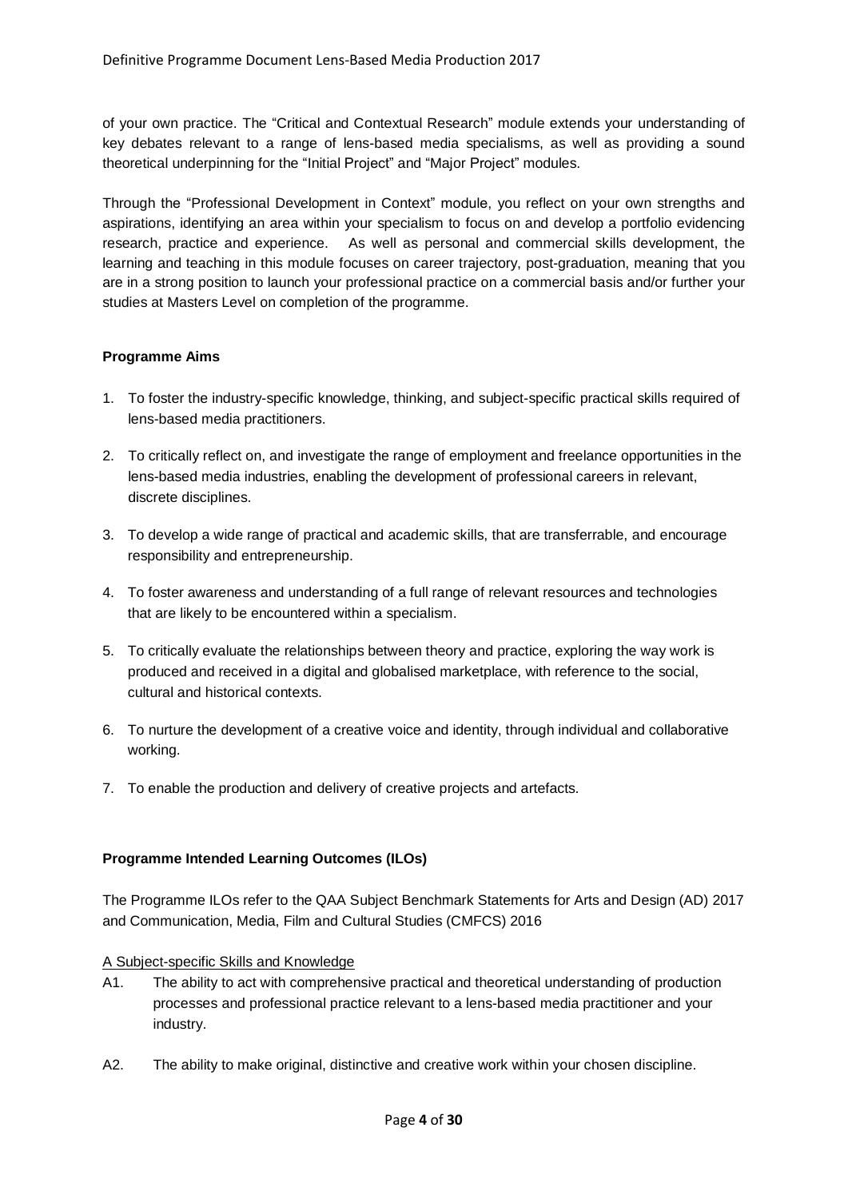of your own practice. The “Critical and Contextual Research” module extends your understanding of key debates relevant to a range of lens-based media specialisms, as well as providing a sound theoretical underpinning for the “Initial Project” and “Major Project” modules.

Through the “Professional Development in Context” module, you reflect on your own strengths and aspirations, identifying an area within your specialism to focus on and develop a portfolio evidencing research, practice and experience. As well as personal and commercial skills development, the learning and teaching in this module focuses on career trajectory, post-graduation, meaning that you are in a strong position to launch your professional practice on a commercial basis and/or further your studies at Masters Level on completion of the programme.

**Programme Aims**

1. To foster the industry-specific knowledge, thinking, and subject-specific practical skills required of lens-based media practitioners.
2. To critically reflect on, and investigate the range of employment and freelance opportunities in the lens-based media industries, enabling the development of professional careers in relevant, discrete disciplines.
3. To develop a wide range of practical and academic skills, that are transferrable, and encourage responsibility and entrepreneurship.
4. To foster awareness and understanding of a full range of relevant resources and technologies that are likely to be encountered within a specialism.
5. To critically evaluate the relationships between theory and practice, exploring the way work is produced and received in a digital and globalised marketplace, with reference to the social, cultural and historical contexts.
6. To nurture the development of a creative voice and identity, through individual and collaborative working.
7. To enable the production and delivery of creative projects and artefacts.

**Programme Intended Learning Outcomes (ILOs)**

The Programme ILOs refer to the QAA Subject Benchmark Statements for Arts and Design (AD) 2017 and Communication, Media, Film and Cultural Studies (CMFCS) 2016

A Subject-specific Skills and Knowledge

A1. The ability to act with comprehensive practical and theoretical understanding of production processes and professional practice relevant to a lens-based media practitioner and your industry.

A2. The ability to make original, distinctive and creative work within your chosen discipline.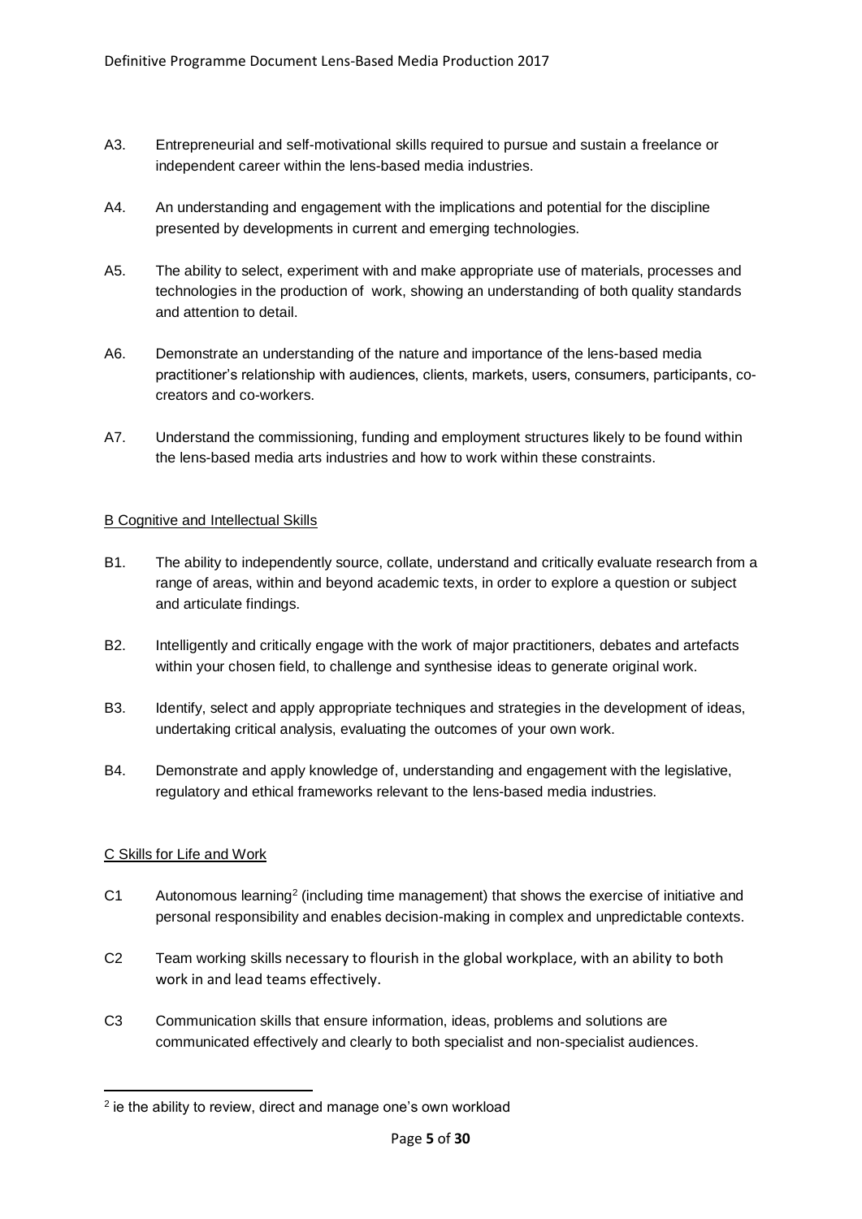A3. Entrepreneurial and self-motivational skills required to pursue and sustain a freelance or independent career within the lens-based media industries.

A4. An understanding and engagement with the implications and potential for the discipline presented by developments in current and emerging technologies.

A5. The ability to select, experiment with and make appropriate use of materials, processes and technologies in the production of work, showing an understanding of both quality standards and attention to detail.

A6. Demonstrate an understanding of the nature and importance of the lens-based media practitioner's relationship with audiences, clients, markets, users, consumers, participants, co-creators and co-workers.

A7. Understand the commissioning, funding and employment structures likely to be found within the lens-based media arts industries and how to work within these constraints.

B Cognitive and Intellectual Skills

B1. The ability to independently source, collate, understand and critically evaluate research from a range of areas, within and beyond academic texts, in order to explore a question or subject and articulate findings.

B2. Intelligently and critically engage with the work of major practitioners, debates and artefacts within your chosen field, to challenge and synthesise ideas to generate original work.

B3. Identify, select and apply appropriate techniques and strategies in the development of ideas, undertaking critical analysis, evaluating the outcomes of your own work.

B4. Demonstrate and apply knowledge of, understanding and engagement with the legislative, regulatory and ethical frameworks relevant to the lens-based media industries.

C Skills for Life and Work

C1 Autonomous learning[2] (including time management) that shows the exercise of initiative and personal responsibility and enables decision-making in complex and unpredictable contexts.

C2 Team working skills necessary to flourish in the global workplace, with an ability to both work in and lead teams effectively.

C3 Communication skills that ensure information, ideas, problems and solutions are communicated effectively and clearly to both specialist and non-specialist audiences.

---

[2] ie the ability to review, direct and manage one's own workload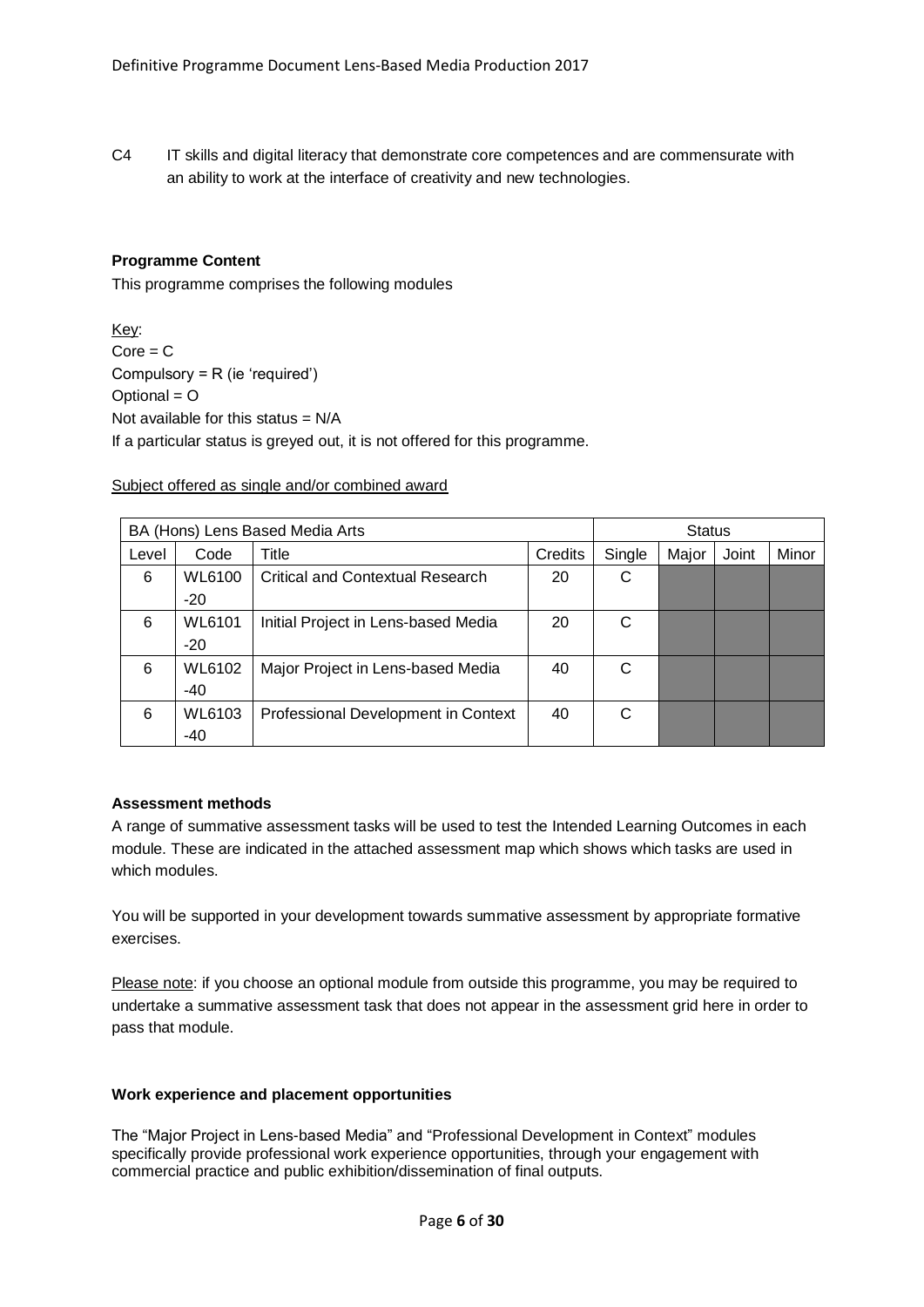C4 IT skills and digital literacy that demonstrate core competences and are commensurate with an ability to work at the interface of creativity and new technologies.

**Programme Content**

This programme comprises the following modules

Key:
Core = C
Compulsory = R (ie 'required')
Optional = O
Not available for this status = N/A
If a particular status is greyed out, it is not offered for this programme.

Subject offered as single and/or combined award

| BA (Hons) Lens Based Media Arts | | | | Status | | | |
|---|---|---|---|---|---|---|---|
| Level | Code | Title | Credits | Single | Major | Joint | Minor |
| 6 | WL6100-20 | Critical and Contextual Research | 20 | C | | | |
| 6 | WL6101-20 | Initial Project in Lens-based Media | 20 | C | | | |
| 6 | WL6102-40 | Major Project in Lens-based Media | 40 | C | | | |
| 6 | WL6103-40 | Professional Development in Context | 40 | C | | | |

**Assessment methods**

A range of summative assessment tasks will be used to test the Intended Learning Outcomes in each module. These are indicated in the attached assessment map which shows which tasks are used in which modules.

You will be supported in your development towards summative assessment by appropriate formative exercises.

Please note: if you choose an optional module from outside this programme, you may be required to undertake a summative assessment task that does not appear in the assessment grid here in order to pass that module.

**Work experience and placement opportunities**

The "Major Project in Lens-based Media" and "Professional Development in Context" modules specifically provide professional work experience opportunities, through your engagement with commercial practice and public exhibition/dissemination of final outputs.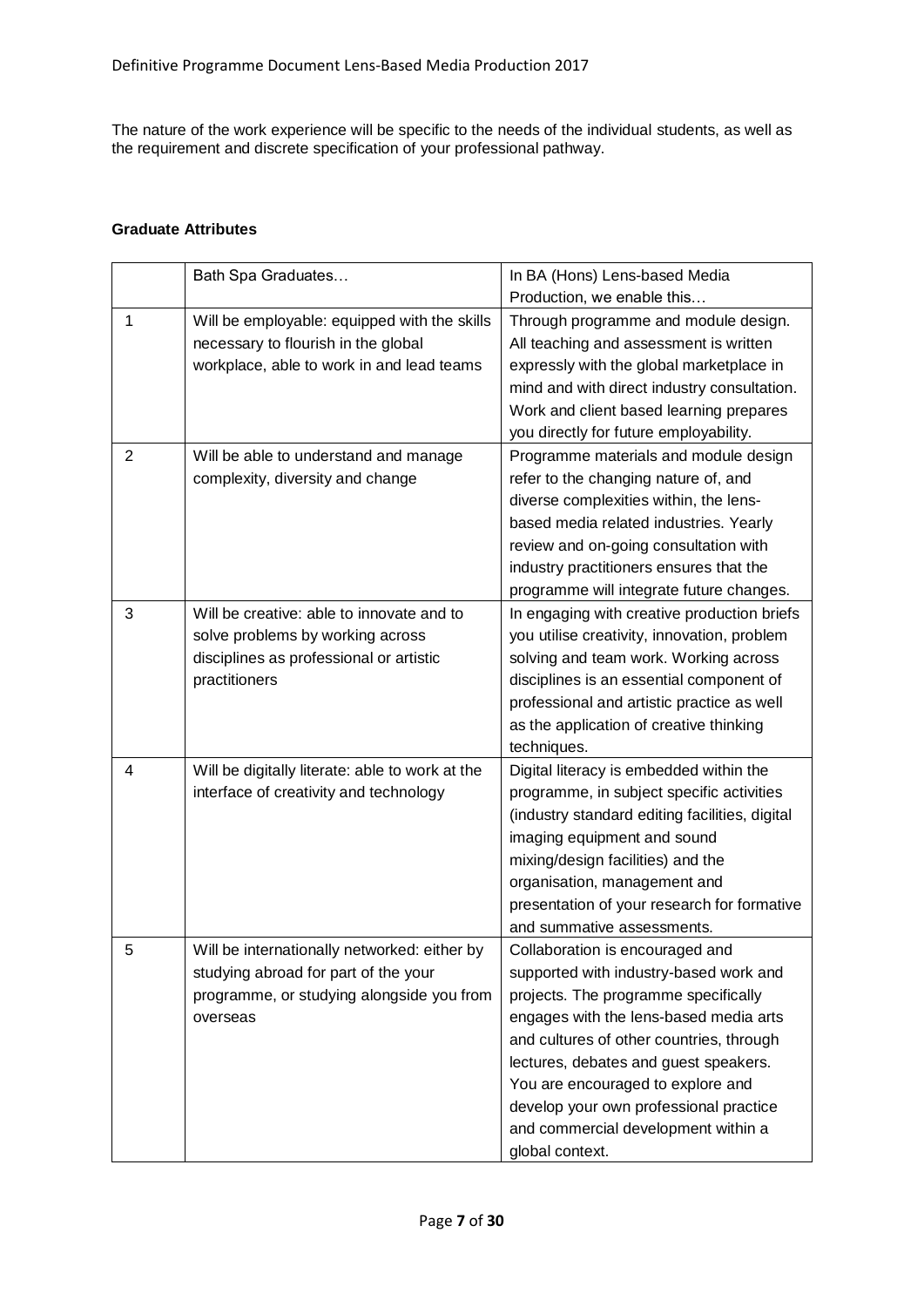The nature of the work experience will be specific to the needs of the individual students, as well as the requirement and discrete specification of your professional pathway.

**Graduate Attributes**

| | Bath Spa Graduates… | In BA (Hons) Lens-based Media Production, we enable this… |
|---|---|---|
| 1 | Will be employable: equipped with the skills necessary to flourish in the global workplace, able to work in and lead teams | Through programme and module design. All teaching and assessment is written expressly with the global marketplace in mind and with direct industry consultation. Work and client based learning prepares you directly for future employability. |
| 2 | Will be able to understand and manage complexity, diversity and change | Programme materials and module design refer to the changing nature of, and diverse complexities within, the lens-based media related industries. Yearly review and on-going consultation with industry practitioners ensures that the programme will integrate future changes. |
| 3 | Will be creative: able to innovate and to solve problems by working across disciplines as professional or artistic practitioners | In engaging with creative production briefs you utilise creativity, innovation, problem solving and team work. Working across disciplines is an essential component of professional and artistic practice as well as the application of creative thinking techniques. |
| 4 | Will be digitally literate: able to work at the interface of creativity and technology | Digital literacy is embedded within the programme, in subject specific activities (industry standard editing facilities, digital imaging equipment and sound mixing/design facilities) and the organisation, management and presentation of your research for formative and summative assessments. |
| 5 | Will be internationally networked: either by studying abroad for part of the your programme, or studying alongside you from overseas | Collaboration is encouraged and supported with industry-based work and projects. The programme specifically engages with the lens-based media arts and cultures of other countries, through lectures, debates and guest speakers. You are encouraged to explore and develop your own professional practice and commercial development within a global context. |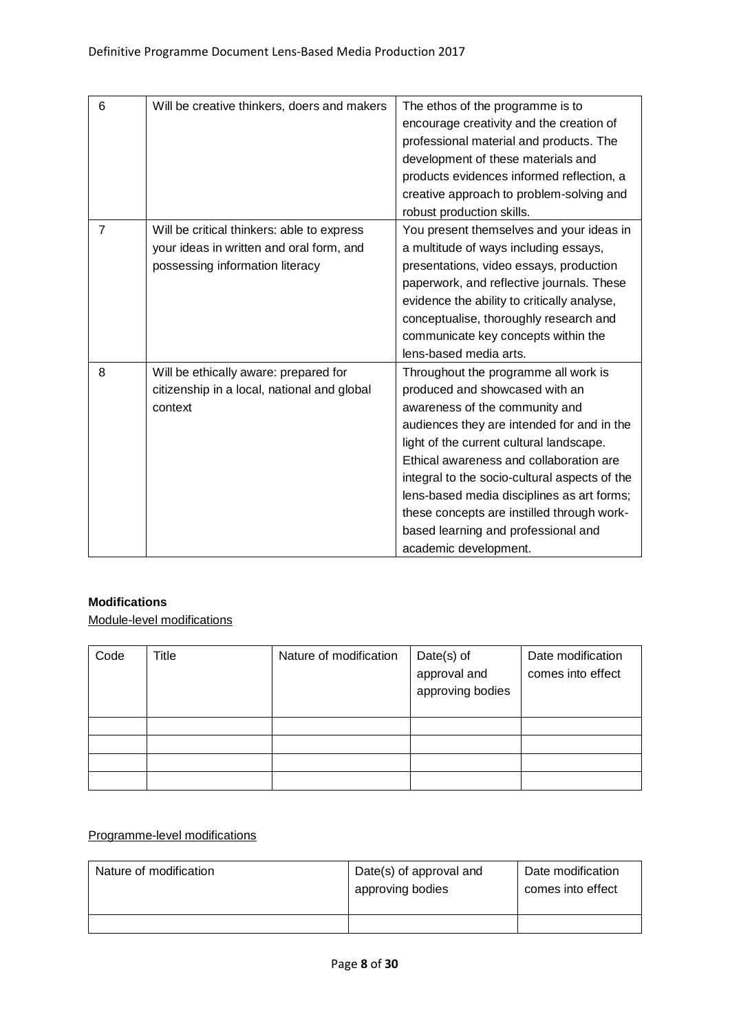| 6 | Will be creative thinkers, doers and makers | The ethos of the programme is to encourage creativity and the creation of professional material and products. The development of these materials and products evidences informed reflection, a creative approach to problem-solving and robust production skills. |
|---|---|---|
| 7 | Will be critical thinkers: able to express your ideas in written and oral form, and possessing information literacy | You present themselves and your ideas in a multitude of ways including essays, presentations, video essays, production paperwork, and reflective journals. These evidence the ability to critically analyse, conceptualise, thoroughly research and communicate key concepts within the lens-based media arts. |
| 8 | Will be ethically aware: prepared for citizenship in a local, national and global context | Throughout the programme all work is produced and showcased with an awareness of the community and audiences they are intended for and in the light of the current cultural landscape. Ethical awareness and collaboration are integral to the socio-cultural aspects of the lens-based media disciplines as art forms; these concepts are instilled through work-based learning and professional and academic development. |

**Modifications**

Module-level modifications

| Code | Title | Nature of modification | Date(s) of approval and approving bodies | Date modification comes into effect |
|---|---|---|---|---|
| | | | | |
| | | | | |
| | | | | |
| | | | | |

Programme-level modifications

| Nature of modification | Date(s) of approval and approving bodies | Date modification comes into effect |
|---|---|---|
| | | |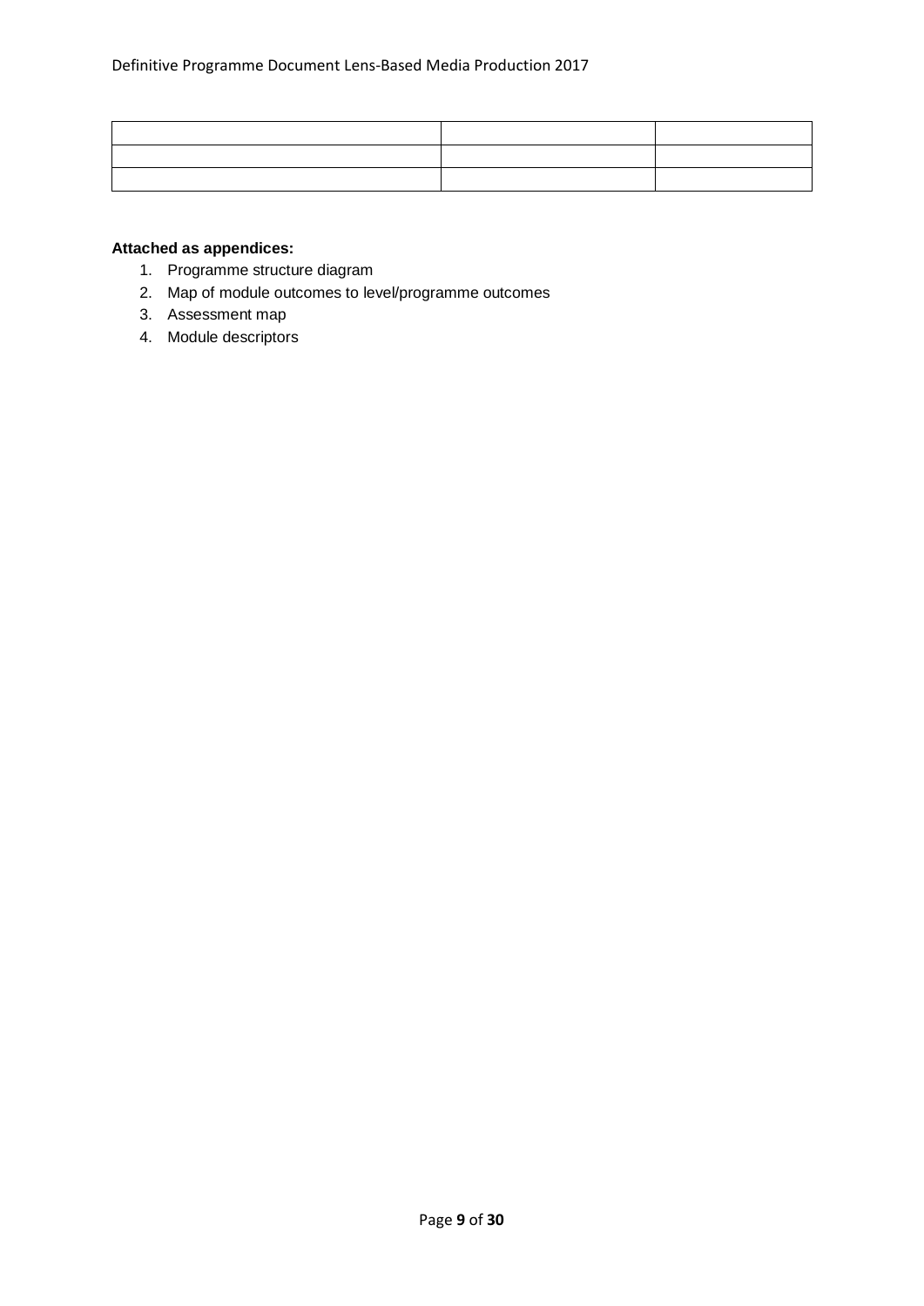| | | |
|---|---|---|
| | | |
| | | |

**Attached as appendices:**

1. Programme structure diagram
2. Map of module outcomes to level/programme outcomes
3. Assessment map
4. Module descriptors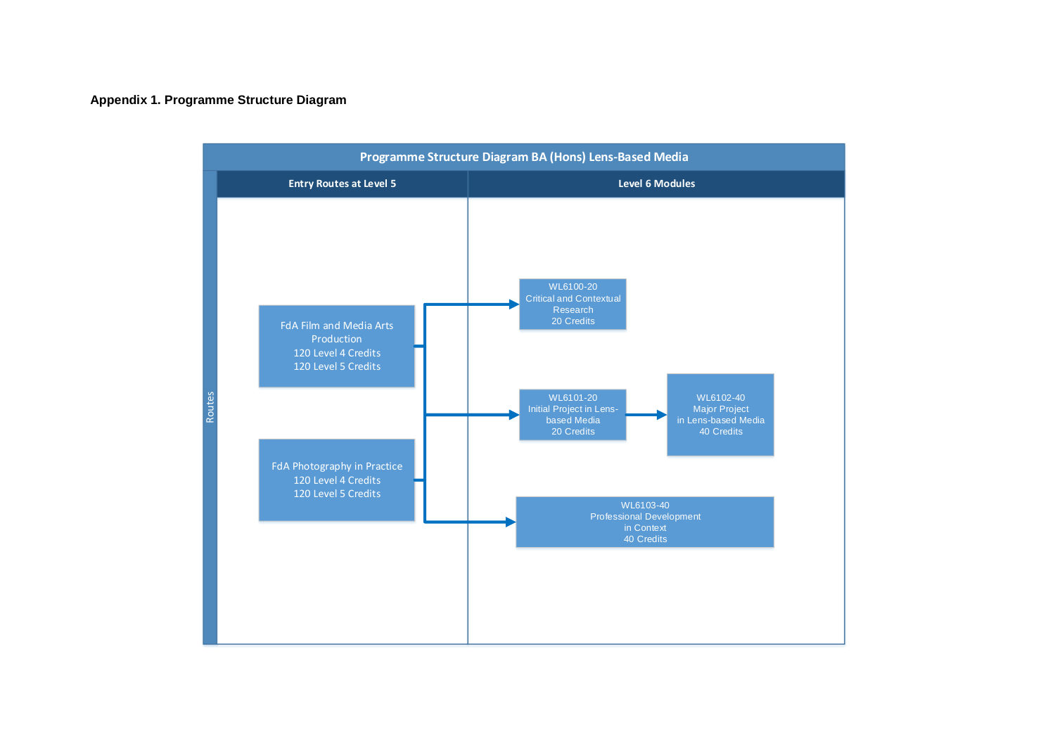**Appendix 1. Programme Structure Diagram**

**Programme Structure Diagram BA (Hons) Lens-Based Media**

Routes

| Entry Routes at Level 5 | Level 6 Modules |
|---|---|
| FdA Film and Media Arts Production<br>120 Level 4 Credits<br>120 Level 5 Credits | WL6100-20<br>Critical and Contextual Research<br>20 Credits |
| FdA Photography in Practice<br>120 Level 4 Credits<br>120 Level 5 Credits | WL6101-20<br>Initial Project in Lens-based Media<br>20 Credits → WL6102-40<br>Major Project in Lens-based Media<br>40 Credits |
| | WL6103-40<br>Professional Development in Context<br>40 Credits |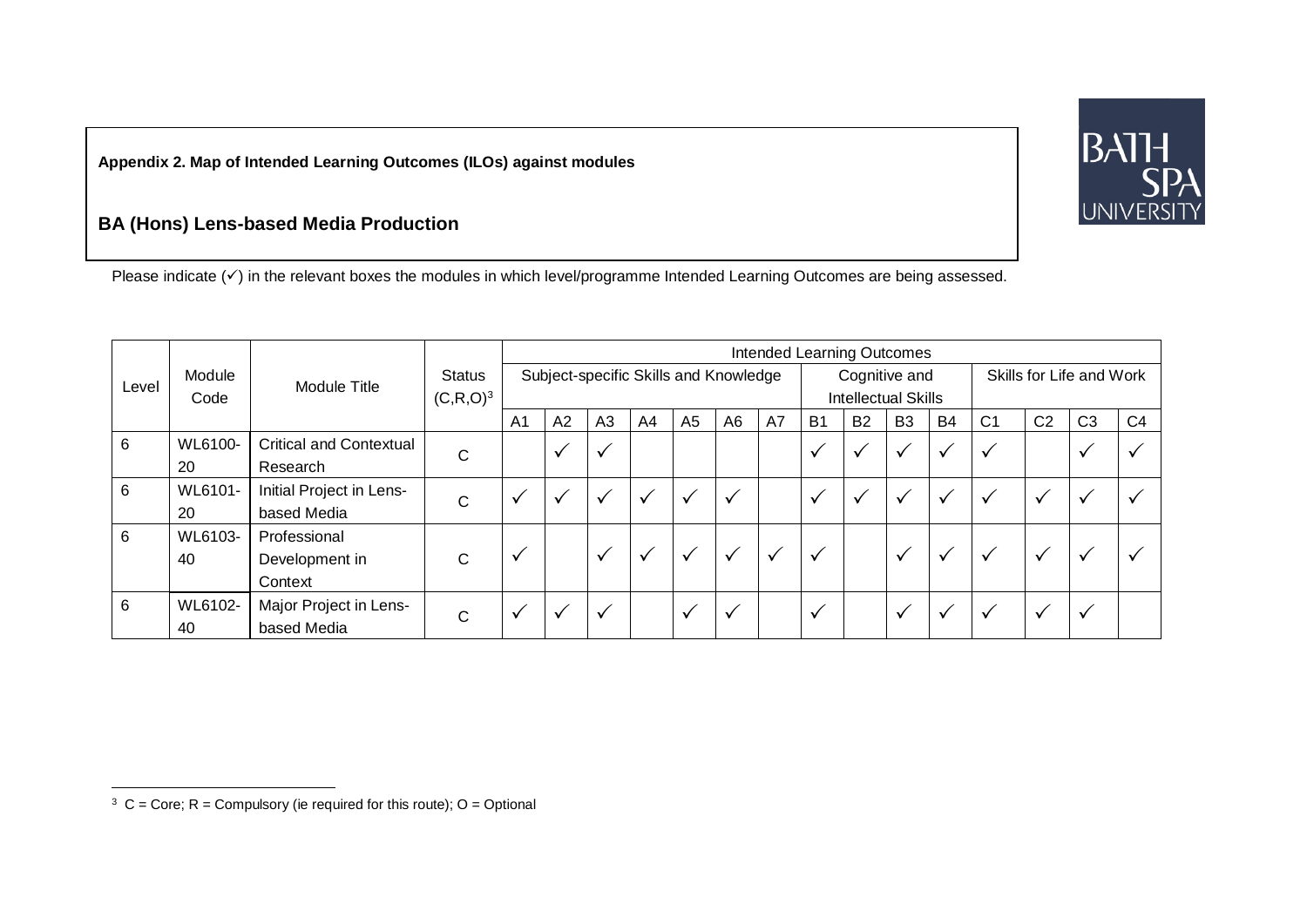**Appendix 2. Map of Intended Learning Outcomes (ILOs) against modules**

**BA (Hons) Lens-based Media Production**

Please indicate (✓) in the relevant boxes the modules in which level/programme Intended Learning Outcomes are being assessed.

| Level | Module Code | Module Title | Status (C,R,O)[3] | Intended Learning Outcomes | | | | | | | | | | | | | | |
|---|---|---|---|---|---|---|---|---|---|---|---|---|---|---|---|---|---|---|
| | | | | Subject-specific Skills and Knowledge | | | | | | | Cognitive and Intellectual Skills | | | | Skills for Life and Work | | | |
| | | | | A1 | A2 | A3 | A4 | A5 | A6 | A7 | B1 | B2 | B3 | B4 | C1 | C2 | C3 | C4 |
| 6 | WL6100-20 | Critical and Contextual Research | C | | ✓ | ✓ | | | | | ✓ | ✓ | ✓ | ✓ | ✓ | | ✓ | ✓ |
| 6 | WL6101-20 | Initial Project in Lens-based Media | C | ✓ | ✓ | ✓ | ✓ | ✓ | ✓ | | ✓ | ✓ | ✓ | ✓ | ✓ | ✓ | ✓ | ✓ |
| 6 | WL6103-40 | Professional Development in Context | C | ✓ | | ✓ | ✓ | ✓ | ✓ | ✓ | ✓ | | ✓ | ✓ | ✓ | ✓ | ✓ | ✓ |
| 6 | WL6102-40 | Major Project in Lens-based Media | C | ✓ | ✓ | ✓ | | ✓ | ✓ | | ✓ | | ✓ | ✓ | ✓ | ✓ | ✓ | |

[3] C = Core; R = Compulsory (ie required for this route); O = Optional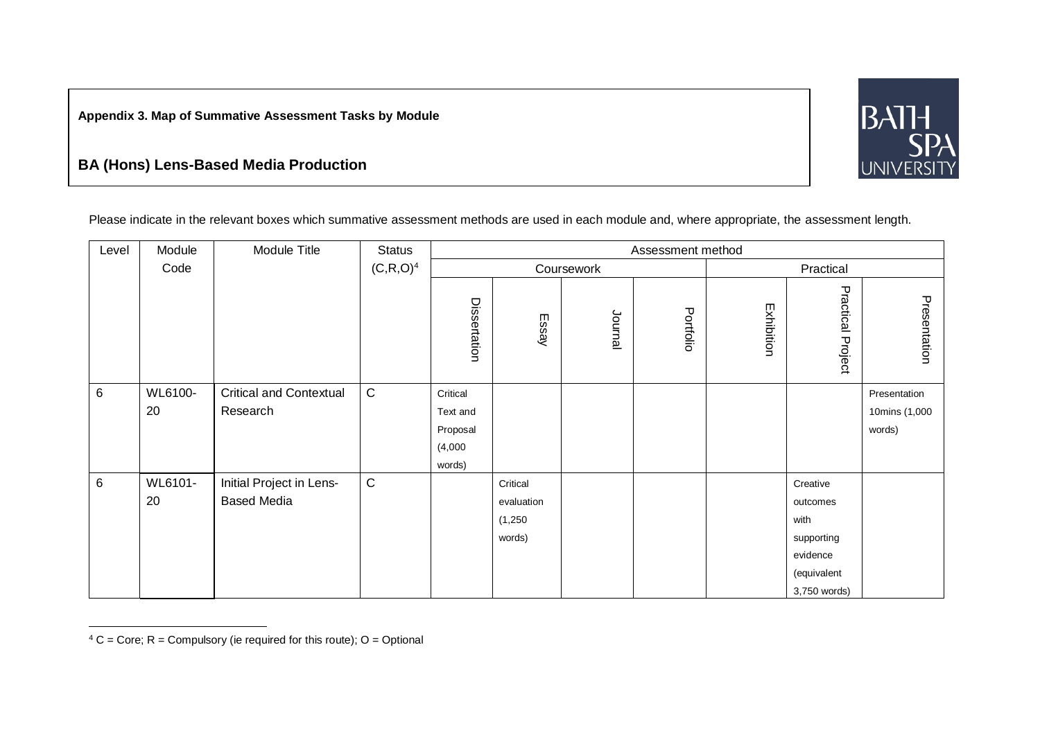**Appendix 3. Map of Summative Assessment Tasks by Module**

**BA (Hons) Lens-Based Media Production**

Please indicate in the relevant boxes which summative assessment methods are used in each module and, where appropriate, the assessment length.

| Level | Module Code | Module Title | Status (C,R,O)[4] | Assessment method | | | | | | |
|---|---|---|---|---|---|---|---|---|---|---|
| | | | | Coursework | | | | Practical | | |
| | | | | Dissertation | Essay | Journal | Portfolio | Exhibition | Practical Project | Presentation |
| 6 | WL6100-20 | Critical and Contextual Research | C | Critical Text and Proposal (4,000 words) | | | | | | Presentation 10mins (1,000 words) |
| 6 | WL6101-20 | Initial Project in Lens-Based Media | C | | Critical evaluation (1,250 words) | | | | Creative outcomes with supporting evidence (equivalent 3,750 words) | |

[4] C = Core; R = Compulsory (ie required for this route); O = Optional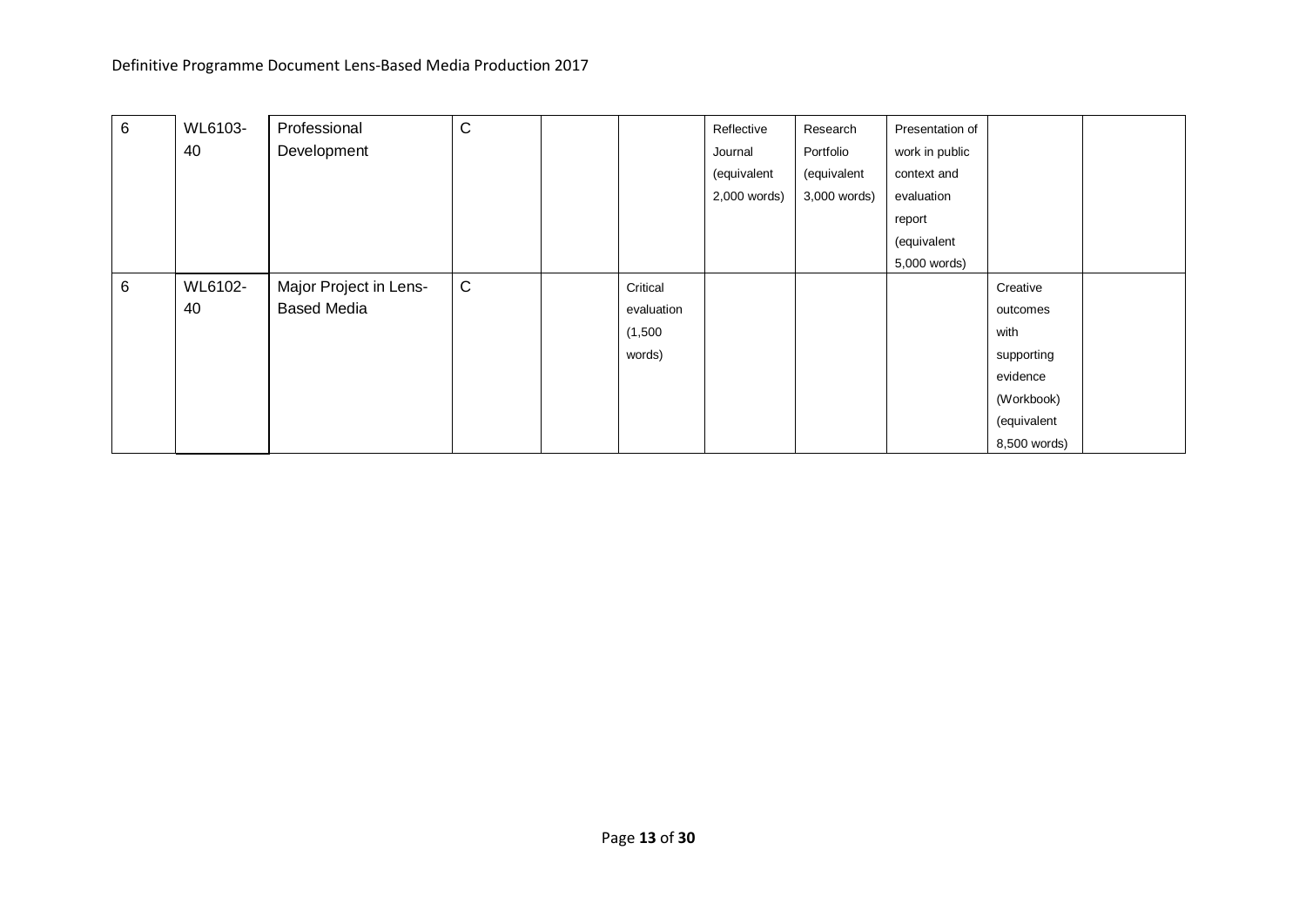| | | | | | | | | | | |
|---|---|---|---|---|---|---|---|---|---|---|
| 6 | WL6103-40 | Professional Development | C | | | Reflective Journal (equivalent 2,000 words) | Research Portfolio (equivalent 3,000 words) | Presentation of work in public context and evaluation report (equivalent 5,000 words) | | |
| 6 | WL6102-40 | Major Project in Lens-Based Media | C | | Critical evaluation (1,500 words) | | | | Creative outcomes with supporting evidence (Workbook) (equivalent 8,500 words) | |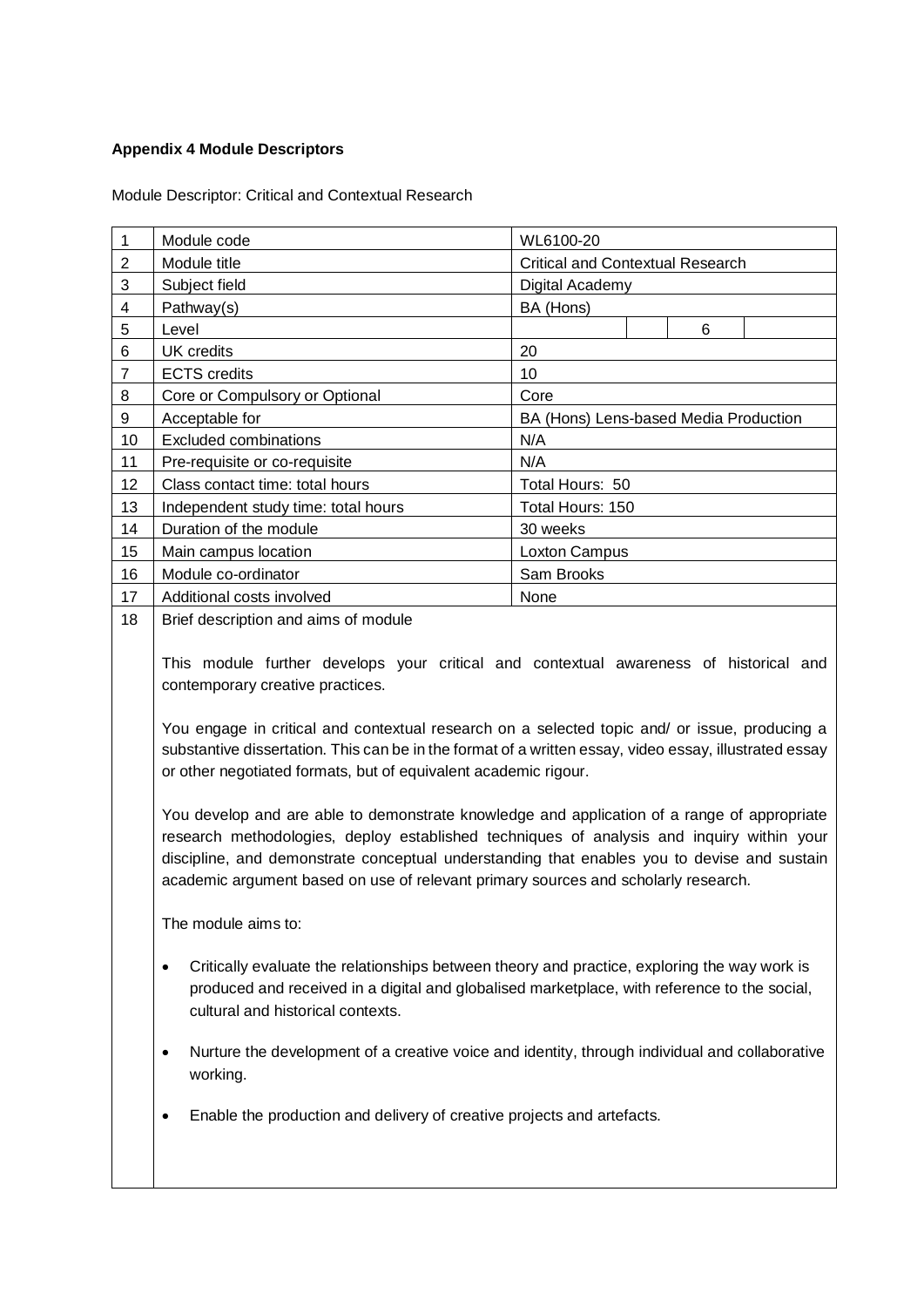**Appendix 4 Module Descriptors**

Module Descriptor: Critical and Contextual Research

| | | |
|---|---|---|
| 1 | Module code | WL6100-20 |
| 2 | Module title | Critical and Contextual Research |
| 3 | Subject field | Digital Academy |
| 4 | Pathway(s) | BA (Hons) |
| 5 | Level | 6 |
| 6 | UK credits | 20 |
| 7 | ECTS credits | 10 |
| 8 | Core or Compulsory or Optional | Core |
| 9 | Acceptable for | BA (Hons) Lens-based Media Production |
| 10 | Excluded combinations | N/A |
| 11 | Pre-requisite or co-requisite | N/A |
| 12 | Class contact time: total hours | Total Hours: 50 |
| 13 | Independent study time: total hours | Total Hours: 150 |
| 14 | Duration of the module | 30 weeks |
| 15 | Main campus location | Loxton Campus |
| 16 | Module co-ordinator | Sam Brooks |
| 17 | Additional costs involved | None |
| 18 | Brief description and aims of module | |

This module further develops your critical and contextual awareness of historical and contemporary creative practices.

You engage in critical and contextual research on a selected topic and/ or issue, producing a substantive dissertation. This can be in the format of a written essay, video essay, illustrated essay or other negotiated formats, but of equivalent academic rigour.

You develop and are able to demonstrate knowledge and application of a range of appropriate research methodologies, deploy established techniques of analysis and inquiry within your discipline, and demonstrate conceptual understanding that enables you to devise and sustain academic argument based on use of relevant primary sources and scholarly research.

The module aims to:

- Critically evaluate the relationships between theory and practice, exploring the way work is produced and received in a digital and globalised marketplace, with reference to the social, cultural and historical contexts.
- Nurture the development of a creative voice and identity, through individual and collaborative working.
- Enable the production and delivery of creative projects and artefacts.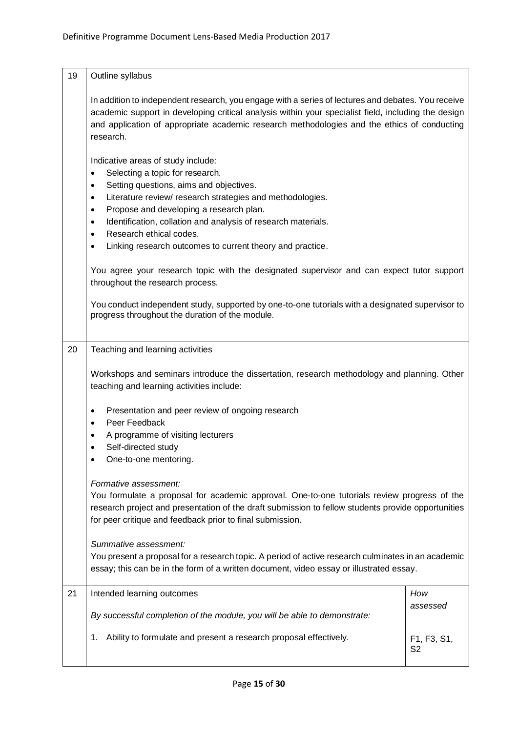| | | |
|---|---|---|
| 19 | Outline syllabus<br><br>In addition to independent research, you engage with a series of lectures and debates. You receive academic support in developing critical analysis within your specialist field, including the design and application of appropriate academic research methodologies and the ethics of conducting research.<br><br>Indicative areas of study include:<br>• Selecting a topic for research.<br>• Setting questions, aims and objectives.<br>• Literature review/ research strategies and methodologies.<br>• Propose and developing a research plan.<br>• Identification, collation and analysis of research materials.<br>• Research ethical codes.<br>• Linking research outcomes to current theory and practice.<br><br>You agree your research topic with the designated supervisor and can expect tutor support throughout the research process.<br><br>You conduct independent study, supported by one-to-one tutorials with a designated supervisor to progress throughout the duration of the module. | |
| 20 | Teaching and learning activities<br><br>Workshops and seminars introduce the dissertation, research methodology and planning. Other teaching and learning activities include:<br><br>• Presentation and peer review of ongoing research<br>• Peer Feedback<br>• A programme of visiting lecturers<br>• Self-directed study<br>• One-to-one mentoring.<br><br>*Formative assessment:*<br>You formulate a proposal for academic approval. One-to-one tutorials review progress of the research project and presentation of the draft submission to fellow students provide opportunities for peer critique and feedback prior to final submission.<br><br>*Summative assessment:*<br>You present a proposal for a research topic. A period of active research culminates in an academic essay; this can be in the form of a written document, video essay or illustrated essay. | |
| 21 | Intended learning outcomes<br><br>*By successful completion of the module, you will be able to demonstrate:*<br><br>1. Ability to formulate and present a research proposal effectively. | *How assessed*<br><br><br><br>F1, F3, S1, S2 |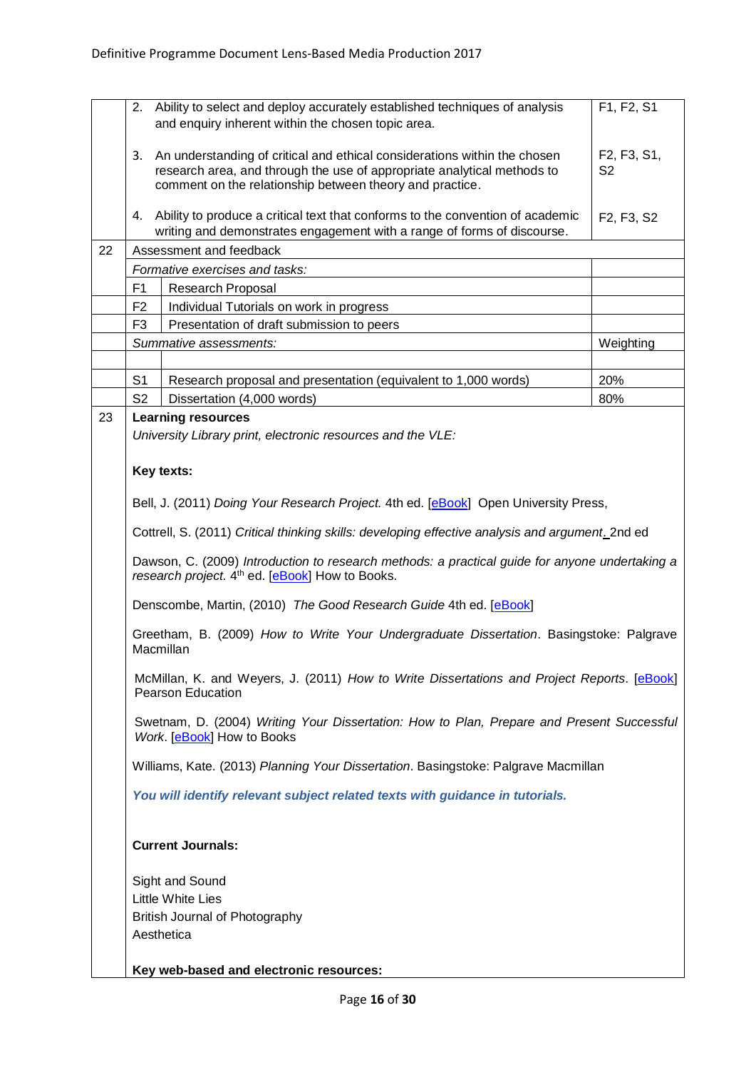| | | | |
|---|---|---|---|
| | 2. | Ability to select and deploy accurately established techniques of analysis and enquiry inherent within the chosen topic area. | F1, F2, S1 |
| | 3. | An understanding of critical and ethical considerations within the chosen research area, and through the use of appropriate analytical methods to comment on the relationship between theory and practice. | F2, F3, S1, S2 |
| | 4. | Ability to produce a critical text that conforms to the convention of academic writing and demonstrates engagement with a range of forms of discourse. | F2, F3, S2 |
| 22 | Assessment and feedback | | |
| | *Formative exercises and tasks:* | | |
| | F1 | Research Proposal | |
| | F2 | Individual Tutorials on work in progress | |
| | F3 | Presentation of draft submission to peers | |
| | *Summative assessments:* | | Weighting |
| | | | |
| | S1 | Research proposal and presentation (equivalent to 1,000 words) | 20% |
| | S2 | Dissertation (4,000 words) | 80% |

**23 Learning resources**

*University Library print, electronic resources and the VLE:*

**Key texts:**

Bell, J. (2011) *Doing Your Research Project.* 4th ed. [eBook] Open University Press,

Cottrell, S. (2011) *Critical thinking skills: developing effective analysis and argument*. 2nd ed

Dawson, C. (2009) *Introduction to research methods: a practical guide for anyone undertaking a research project.* 4th ed. [eBook] How to Books.

Denscombe, Martin, (2010) *The Good Research Guide* 4th ed. [eBook]

Greetham, B. (2009) *How to Write Your Undergraduate Dissertation*. Basingstoke: Palgrave Macmillan

McMillan, K. and Weyers, J. (2011) *How to Write Dissertations and Project Reports*. [eBook] Pearson Education

Swetnam, D. (2004) *Writing Your Dissertation: How to Plan, Prepare and Present Successful Work*. [eBook] How to Books

Williams, Kate. (2013) *Planning Your Dissertation*. Basingstoke: Palgrave Macmillan

***You will identify relevant subject related texts with guidance in tutorials.***

**Current Journals:**

Sight and Sound
Little White Lies
British Journal of Photography
Aesthetica

**Key web-based and electronic resources:**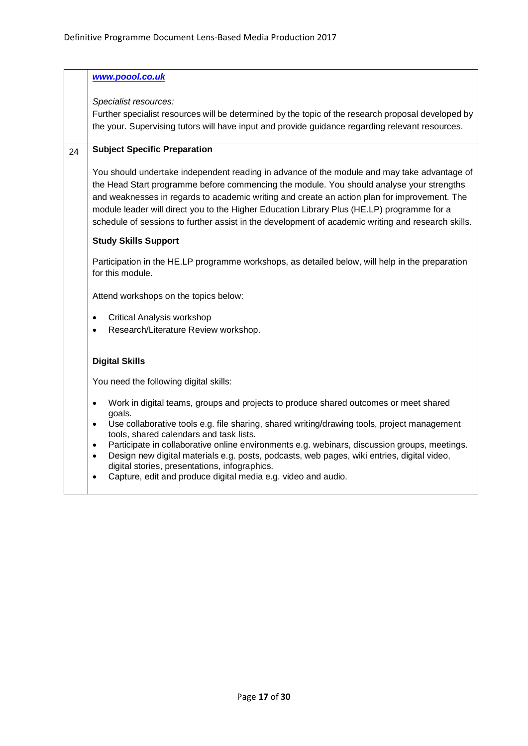| | |
|---|---|
| | ***www.poool.co.uk***<br><br>*Specialist resources:*<br>Further specialist resources will be determined by the topic of the research proposal developed by the your. Supervising tutors will have input and provide guidance regarding relevant resources. |
| 24 | **Subject Specific Preparation**<br><br>You should undertake independent reading in advance of the module and may take advantage of the Head Start programme before commencing the module. You should analyse your strengths and weaknesses in regards to academic writing and create an action plan for improvement. The module leader will direct you to the Higher Education Library Plus (HE.LP) programme for a schedule of sessions to further assist in the development of academic writing and research skills.<br><br>**Study Skills Support**<br><br>Participation in the HE.LP programme workshops, as detailed below, will help in the preparation for this module.<br><br>Attend workshops on the topics below:<br><br>• Critical Analysis workshop<br>• Research/Literature Review workshop.<br><br>**Digital Skills**<br><br>You need the following digital skills:<br><br>• Work in digital teams, groups and projects to produce shared outcomes or meet shared goals.<br>• Use collaborative tools e.g. file sharing, shared writing/drawing tools, project management tools, shared calendars and task lists.<br>• Participate in collaborative online environments e.g. webinars, discussion groups, meetings.<br>• Design new digital materials e.g. posts, podcasts, web pages, wiki entries, digital video, digital stories, presentations, infographics.<br>• Capture, edit and produce digital media e.g. video and audio. |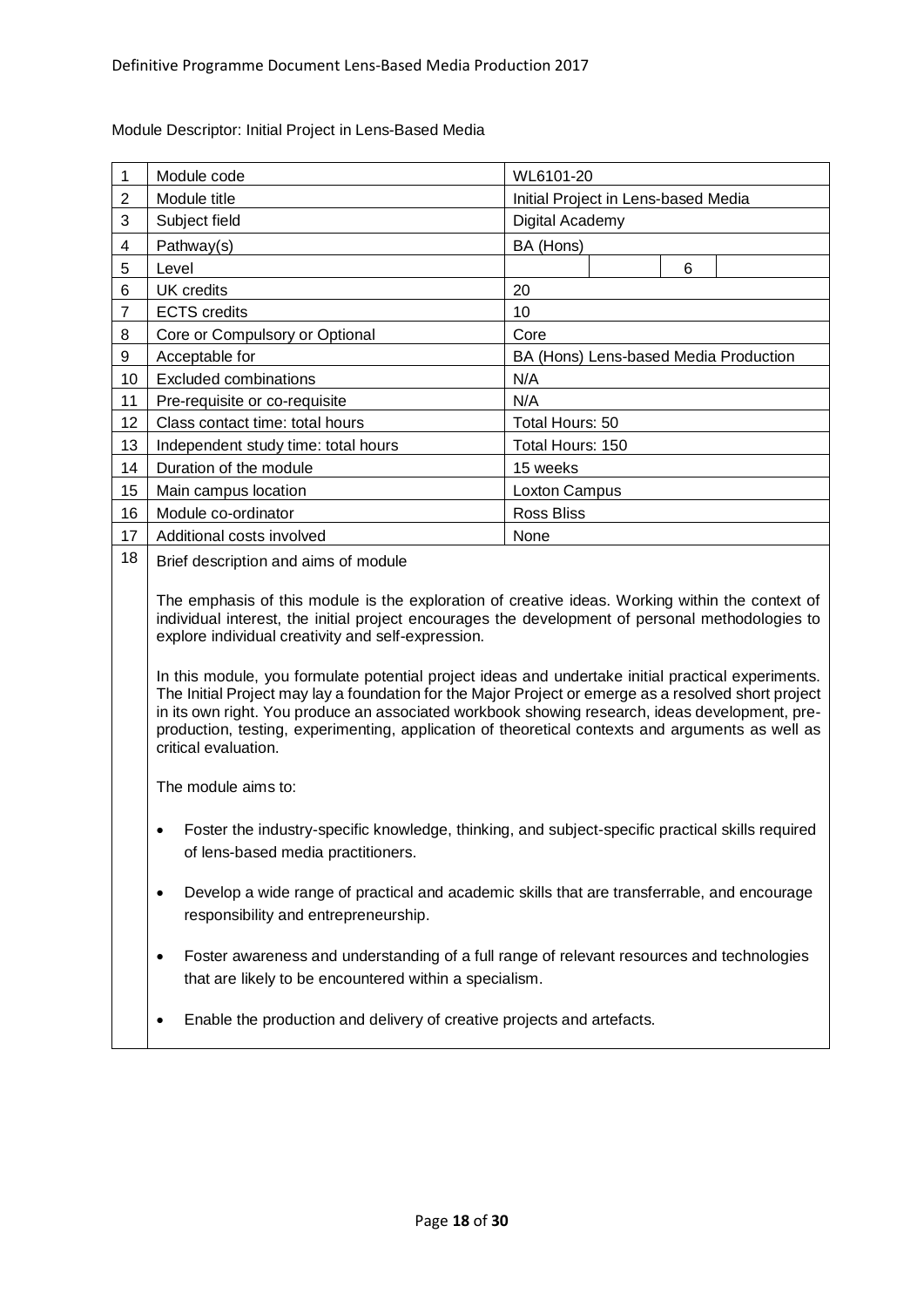Module Descriptor: Initial Project in Lens-Based Media

| | | |
|---|---|---|
| 1 | Module code | WL6101-20 |
| 2 | Module title | Initial Project in Lens-based Media |
| 3 | Subject field | Digital Academy |
| 4 | Pathway(s) | BA (Hons) |
| 5 | Level | 6 |
| 6 | UK credits | 20 |
| 7 | ECTS credits | 10 |
| 8 | Core or Compulsory or Optional | Core |
| 9 | Acceptable for | BA (Hons) Lens-based Media Production |
| 10 | Excluded combinations | N/A |
| 11 | Pre-requisite or co-requisite | N/A |
| 12 | Class contact time: total hours | Total Hours: 50 |
| 13 | Independent study time: total hours | Total Hours: 150 |
| 14 | Duration of the module | 15 weeks |
| 15 | Main campus location | Loxton Campus |
| 16 | Module co-ordinator | Ross Bliss |
| 17 | Additional costs involved | None |

**18 Brief description and aims of module**

The emphasis of this module is the exploration of creative ideas. Working within the context of individual interest, the initial project encourages the development of personal methodologies to explore individual creativity and self-expression.

In this module, you formulate potential project ideas and undertake initial practical experiments. The Initial Project may lay a foundation for the Major Project or emerge as a resolved short project in its own right. You produce an associated workbook showing research, ideas development, pre-production, testing, experimenting, application of theoretical contexts and arguments as well as critical evaluation.

The module aims to:

- Foster the industry-specific knowledge, thinking, and subject-specific practical skills required of lens-based media practitioners.
- Develop a wide range of practical and academic skills that are transferrable, and encourage responsibility and entrepreneurship.
- Foster awareness and understanding of a full range of relevant resources and technologies that are likely to be encountered within a specialism.
- Enable the production and delivery of creative projects and artefacts.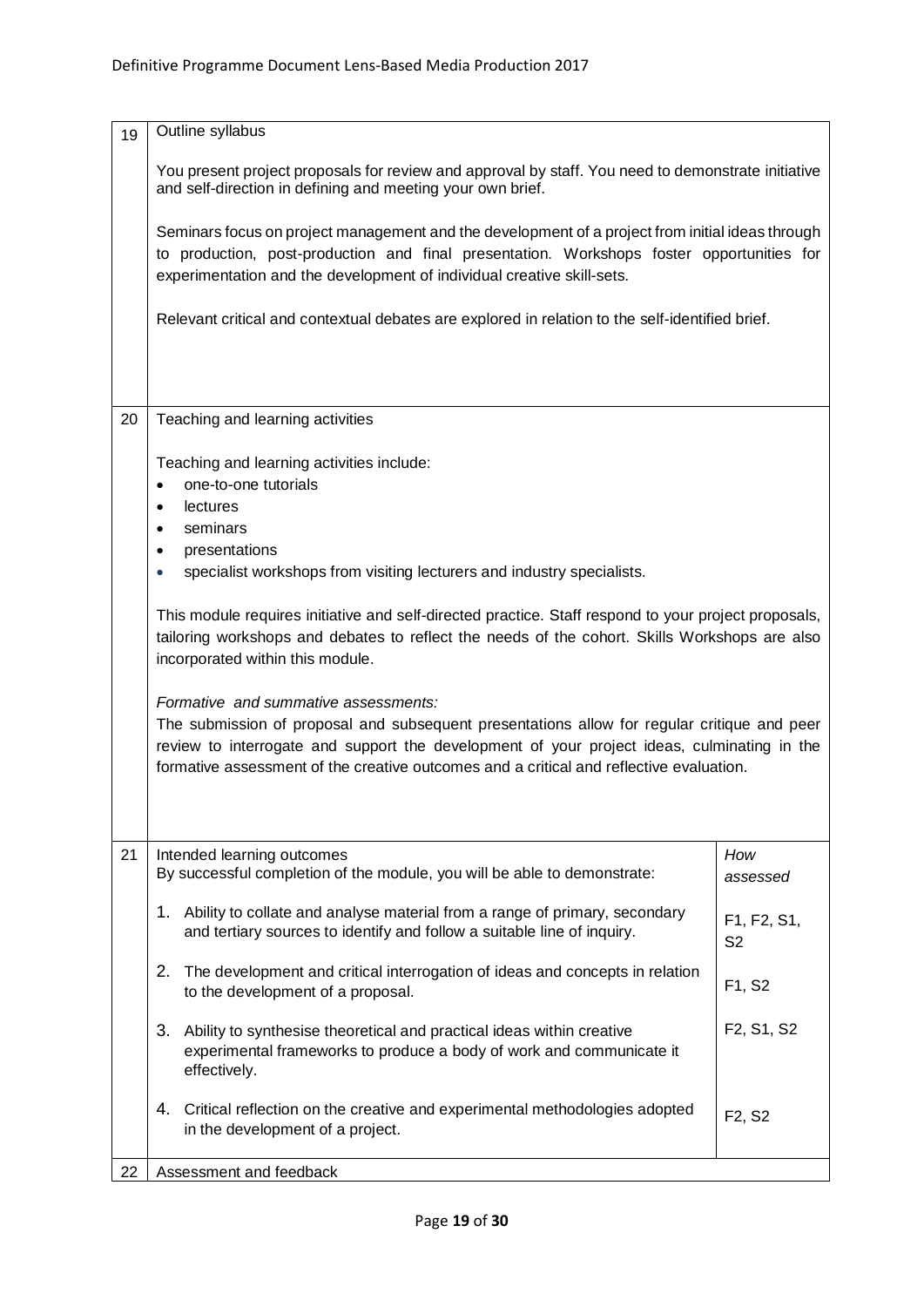| | |
|---|---|
| 19 | Outline syllabus |

You present project proposals for review and approval by staff. You need to demonstrate initiative and self-direction in defining and meeting your own brief.

Seminars focus on project management and the development of a project from initial ideas through to production, post-production and final presentation. Workshops foster opportunities for experimentation and the development of individual creative skill-sets.

Relevant critical and contextual debates are explored in relation to the self-identified brief.

| | |
|---|---|
| 20 | Teaching and learning activities |

Teaching and learning activities include:

- one-to-one tutorials
- lectures
- seminars
- presentations
- specialist workshops from visiting lecturers and industry specialists.

This module requires initiative and self-directed practice. Staff respond to your project proposals, tailoring workshops and debates to reflect the needs of the cohort. Skills Workshops are also incorporated within this module.

*Formative and summative assessments:*
The submission of proposal and subsequent presentations allow for regular critique and peer review to interrogate and support the development of your project ideas, culminating in the formative assessment of the creative outcomes and a critical and reflective evaluation.

| 21 | Intended learning outcomes<br>By successful completion of the module, you will be able to demonstrate: | *How assessed* |
|---|---|---|
| | 1. Ability to collate and analyse material from a range of primary, secondary and tertiary sources to identify and follow a suitable line of inquiry. | F1, F2, S1, S2 |
| | 2. The development and critical interrogation of ideas and concepts in relation to the development of a proposal. | F1, S2 |
| | 3. Ability to synthesise theoretical and practical ideas within creative experimental frameworks to produce a body of work and communicate it effectively. | F2, S1, S2 |
| | 4. Critical reflection on the creative and experimental methodologies adopted in the development of a project. | F2, S2 |

| | |
|---|---|
| 22 | Assessment and feedback |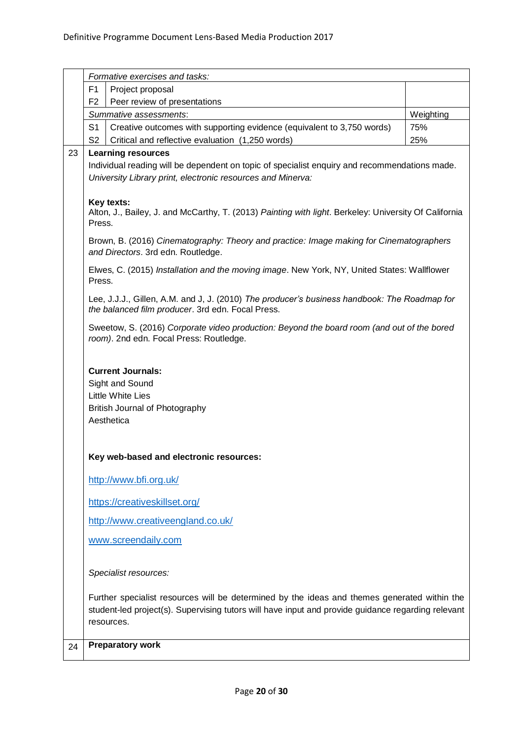| | | | |
|---|---|---|---|
| | *Formative exercises and tasks:* | | |
| | F1 | Project proposal | |
| | F2 | Peer review of presentations | |
| | *Summative assessments*: | | Weighting |
| | S1 | Creative outcomes with supporting evidence (equivalent to 3,750 words) | 75% |
| | S2 | Critical and reflective evaluation (1,250 words) | 25% |

**23 Learning resources**

Individual reading will be dependent on topic of specialist enquiry and recommendations made.

*University Library print, electronic resources and Minerva:*

**Key texts:**

Alton, J., Bailey, J. and McCarthy, T. (2013) *Painting with light*. Berkeley: University Of California Press.

Brown, B. (2016) *Cinematography: Theory and practice: Image making for Cinematographers and Directors*. 3rd edn. Routledge.

Elwes, C. (2015) *Installation and the moving image*. New York, NY, United States: Wallflower Press.

Lee, J.J.J., Gillen, A.M. and J, J. (2010) *The producer's business handbook: The Roadmap for the balanced film producer*. 3rd edn. Focal Press.

Sweetow, S. (2016) *Corporate video production: Beyond the board room (and out of the bored room)*. 2nd edn. Focal Press: Routledge.

**Current Journals:**

Sight and Sound
Little White Lies
British Journal of Photography
Aesthetica

**Key web-based and electronic resources:**

http://www.bfi.org.uk/

https://creativeskillset.org/

http://www.creativeengland.co.uk/

www.screendaily.com

*Specialist resources:*

Further specialist resources will be determined by the ideas and themes generated within the student-led project(s). Supervising tutors will have input and provide guidance regarding relevant resources.

**24 Preparatory work**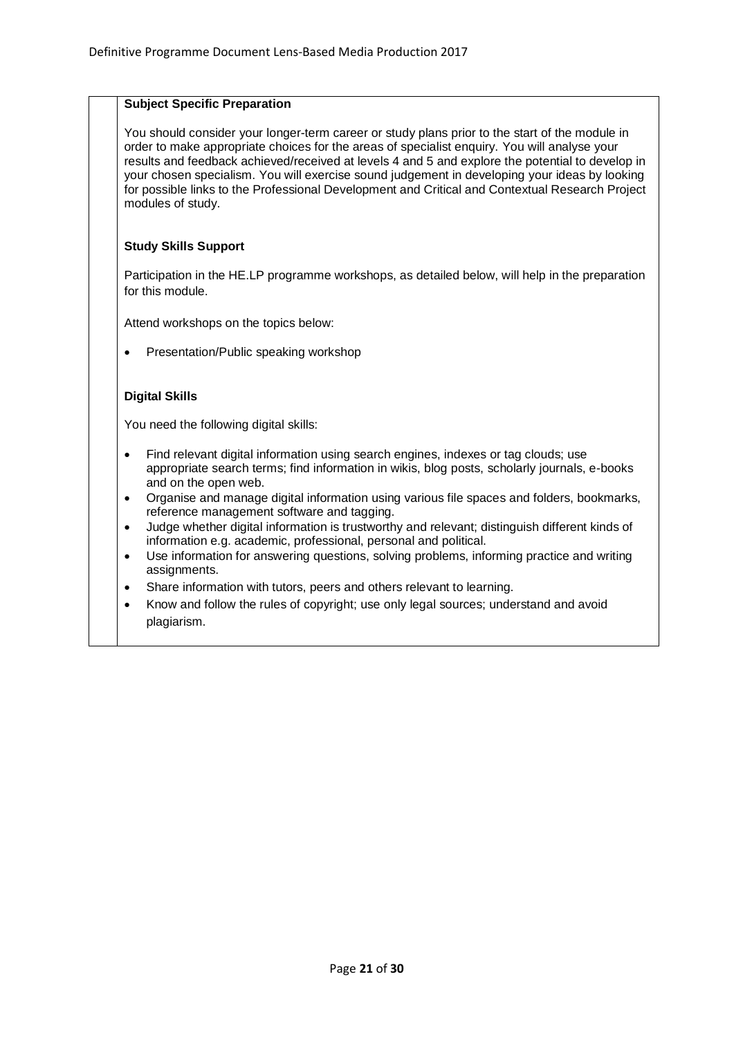**Subject Specific Preparation**

You should consider your longer-term career or study plans prior to the start of the module in order to make appropriate choices for the areas of specialist enquiry. You will analyse your results and feedback achieved/received at levels 4 and 5 and explore the potential to develop in your chosen specialism. You will exercise sound judgement in developing your ideas by looking for possible links to the Professional Development and Critical and Contextual Research Project modules of study.

**Study Skills Support**

Participation in the HE.LP programme workshops, as detailed below, will help in the preparation for this module.

Attend workshops on the topics below:

- Presentation/Public speaking workshop

**Digital Skills**

You need the following digital skills:

- Find relevant digital information using search engines, indexes or tag clouds; use appropriate search terms; find information in wikis, blog posts, scholarly journals, e-books and on the open web.
- Organise and manage digital information using various file spaces and folders, bookmarks, reference management software and tagging.
- Judge whether digital information is trustworthy and relevant; distinguish different kinds of information e.g. academic, professional, personal and political.
- Use information for answering questions, solving problems, informing practice and writing assignments.
- Share information with tutors, peers and others relevant to learning.
- Know and follow the rules of copyright; use only legal sources; understand and avoid plagiarism.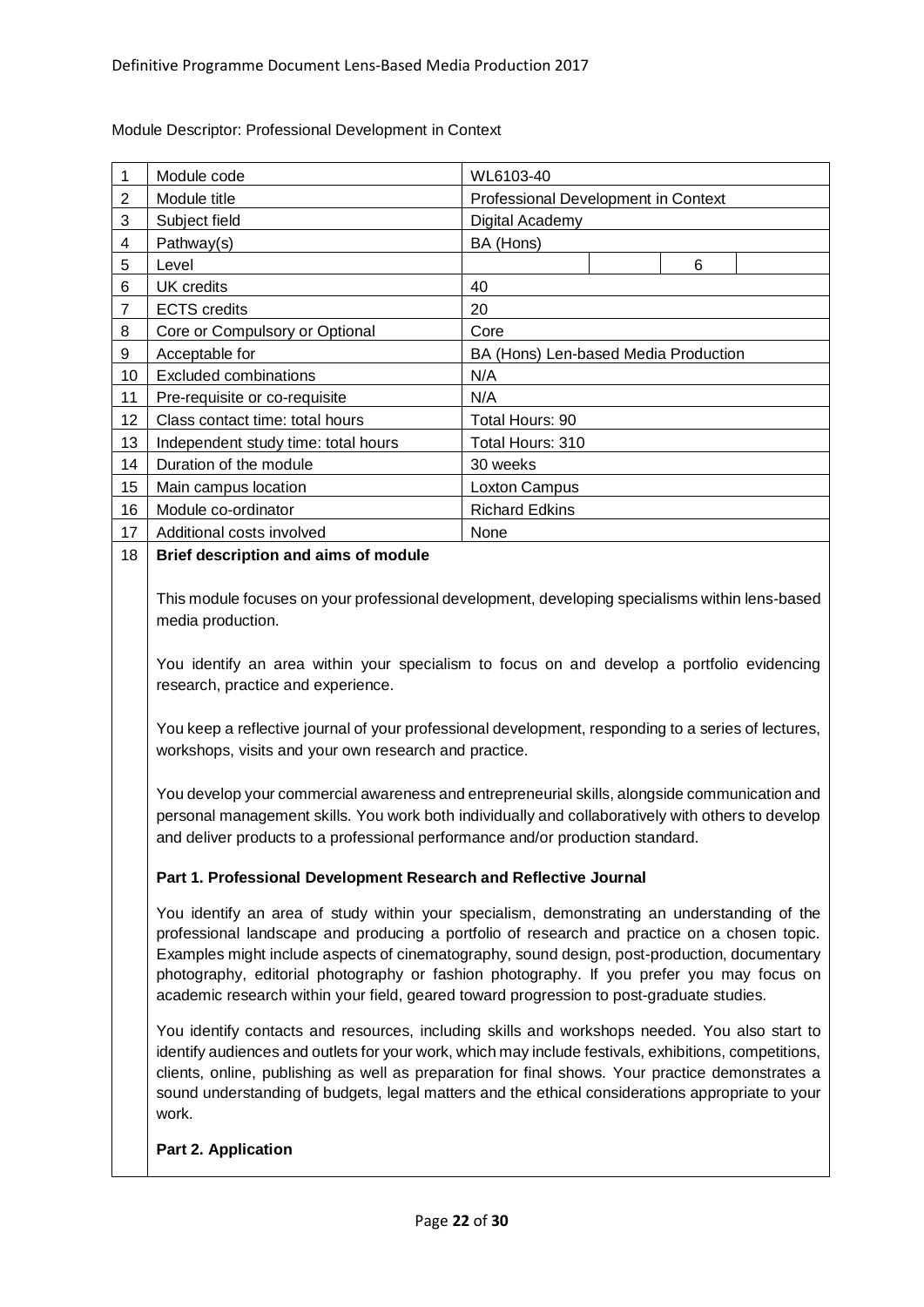Module Descriptor: Professional Development in Context

| | | |
|---|---|---|
| 1 | Module code | WL6103-40 |
| 2 | Module title | Professional Development in Context |
| 3 | Subject field | Digital Academy |
| 4 | Pathway(s) | BA (Hons) |
| 5 | Level | 6 |
| 6 | UK credits | 40 |
| 7 | ECTS credits | 20 |
| 8 | Core or Compulsory or Optional | Core |
| 9 | Acceptable for | BA (Hons) Len-based Media Production |
| 10 | Excluded combinations | N/A |
| 11 | Pre-requisite or co-requisite | N/A |
| 12 | Class contact time: total hours | Total Hours: 90 |
| 13 | Independent study time: total hours | Total Hours: 310 |
| 14 | Duration of the module | 30 weeks |
| 15 | Main campus location | Loxton Campus |
| 16 | Module co-ordinator | Richard Edkins |
| 17 | Additional costs involved | None |

18 **Brief description and aims of module**

This module focuses on your professional development, developing specialisms within lens-based media production.

You identify an area within your specialism to focus on and develop a portfolio evidencing research, practice and experience.

You keep a reflective journal of your professional development, responding to a series of lectures, workshops, visits and your own research and practice.

You develop your commercial awareness and entrepreneurial skills, alongside communication and personal management skills. You work both individually and collaboratively with others to develop and deliver products to a professional performance and/or production standard.

**Part 1. Professional Development Research and Reflective Journal**

You identify an area of study within your specialism, demonstrating an understanding of the professional landscape and producing a portfolio of research and practice on a chosen topic. Examples might include aspects of cinematography, sound design, post-production, documentary photography, editorial photography or fashion photography. If you prefer you may focus on academic research within your field, geared toward progression to post-graduate studies.

You identify contacts and resources, including skills and workshops needed. You also start to identify audiences and outlets for your work, which may include festivals, exhibitions, competitions, clients, online, publishing as well as preparation for final shows. Your practice demonstrates a sound understanding of budgets, legal matters and the ethical considerations appropriate to your work.

**Part 2. Application**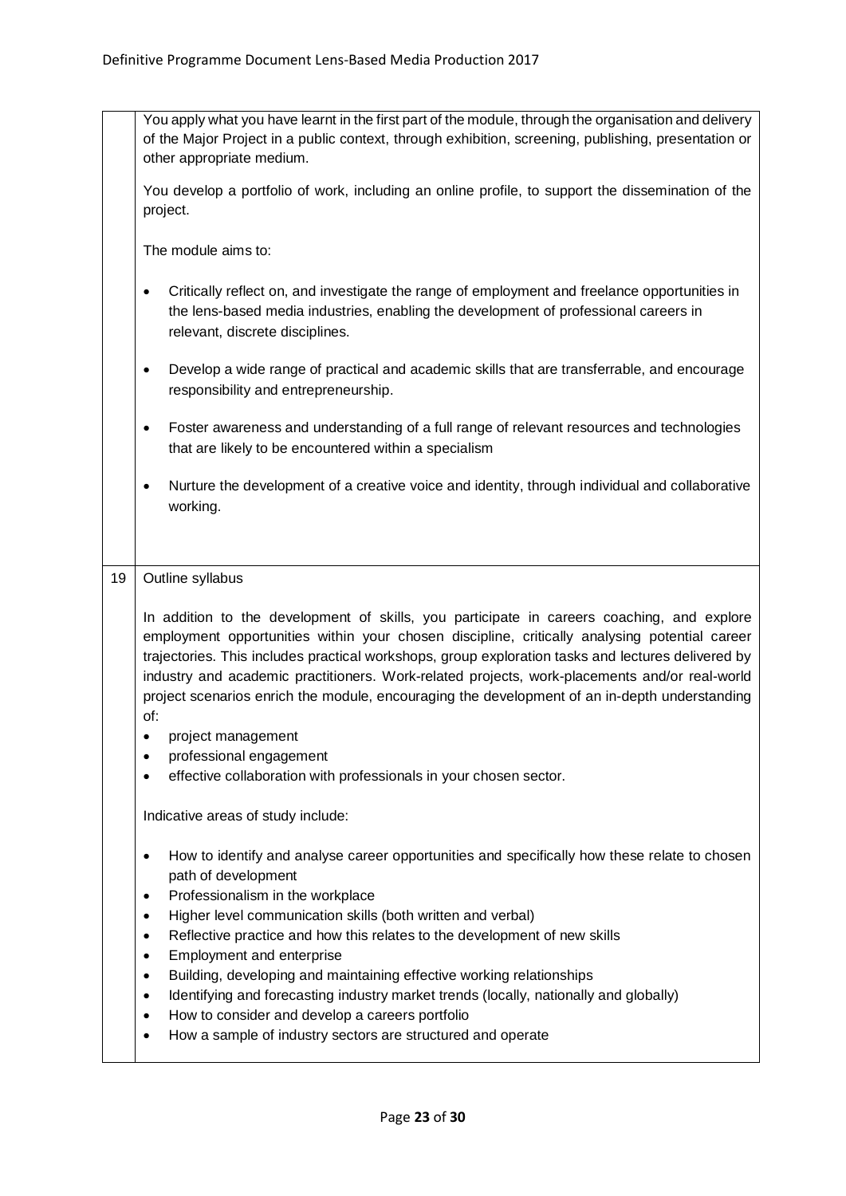You apply what you have learnt in the first part of the module, through the organisation and delivery of the Major Project in a public context, through exhibition, screening, publishing, presentation or other appropriate medium.

You develop a portfolio of work, including an online profile, to support the dissemination of the project.

The module aims to:

- Critically reflect on, and investigate the range of employment and freelance opportunities in the lens-based media industries, enabling the development of professional careers in relevant, discrete disciplines.
- Develop a wide range of practical and academic skills that are transferrable, and encourage responsibility and entrepreneurship.
- Foster awareness and understanding of a full range of relevant resources and technologies that are likely to be encountered within a specialism
- Nurture the development of a creative voice and identity, through individual and collaborative working.

## 19 Outline syllabus

In addition to the development of skills, you participate in careers coaching, and explore employment opportunities within your chosen discipline, critically analysing potential career trajectories. This includes practical workshops, group exploration tasks and lectures delivered by industry and academic practitioners. Work-related projects, work-placements and/or real-world project scenarios enrich the module, encouraging the development of an in-depth understanding of:

- project management
- professional engagement
- effective collaboration with professionals in your chosen sector.

Indicative areas of study include:

- How to identify and analyse career opportunities and specifically how these relate to chosen path of development
- Professionalism in the workplace
- Higher level communication skills (both written and verbal)
- Reflective practice and how this relates to the development of new skills
- Employment and enterprise
- Building, developing and maintaining effective working relationships
- Identifying and forecasting industry market trends (locally, nationally and globally)
- How to consider and develop a careers portfolio
- How a sample of industry sectors are structured and operate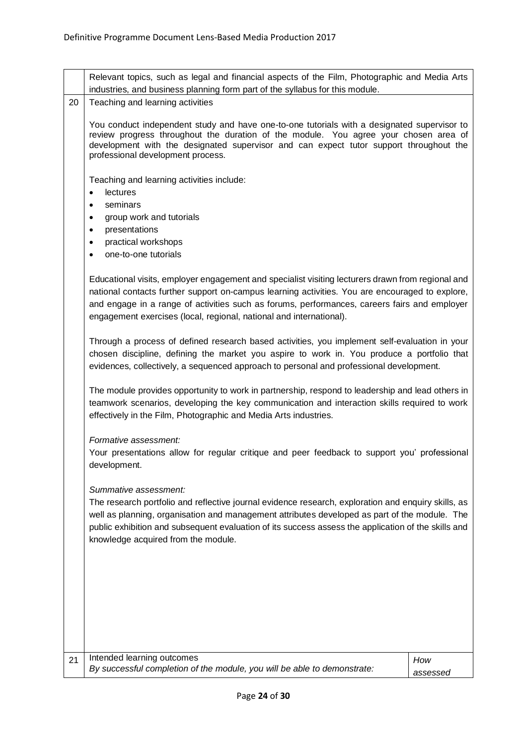| | |
|---|---|
| | Relevant topics, such as legal and financial aspects of the Film, Photographic and Media Arts industries, and business planning form part of the syllabus for this module. |
| 20 | Teaching and learning activities<br><br>You conduct independent study and have one-to-one tutorials with a designated supervisor to review progress throughout the duration of the module. You agree your chosen area of development with the designated supervisor and can expect tutor support throughout the professional development process.<br><br>Teaching and learning activities include:<br>• lectures<br>• seminars<br>• group work and tutorials<br>• presentations<br>• practical workshops<br>• one-to-one tutorials<br><br>Educational visits, employer engagement and specialist visiting lecturers drawn from regional and national contacts further support on-campus learning activities. You are encouraged to explore, and engage in a range of activities such as forums, performances, careers fairs and employer engagement exercises (local, regional, national and international).<br><br>Through a process of defined research based activities, you implement self-evaluation in your chosen discipline, defining the market you aspire to work in. You produce a portfolio that evidences, collectively, a sequenced approach to personal and professional development.<br><br>The module provides opportunity to work in partnership, respond to leadership and lead others in teamwork scenarios, developing the key communication and interaction skills required to work effectively in the Film, Photographic and Media Arts industries.<br><br>*Formative assessment:*<br>Your presentations allow for regular critique and peer feedback to support you' professional development.<br><br>*Summative assessment:*<br>The research portfolio and reflective journal evidence research, exploration and enquiry skills, as well as planning, organisation and management attributes developed as part of the module. The public exhibition and subsequent evaluation of its success assess the application of the skills and knowledge acquired from the module. |

| | | |
|---|---|---|
| 21 | Intended learning outcomes<br>*By successful completion of the module, you will be able to demonstrate:* | *How assessed* |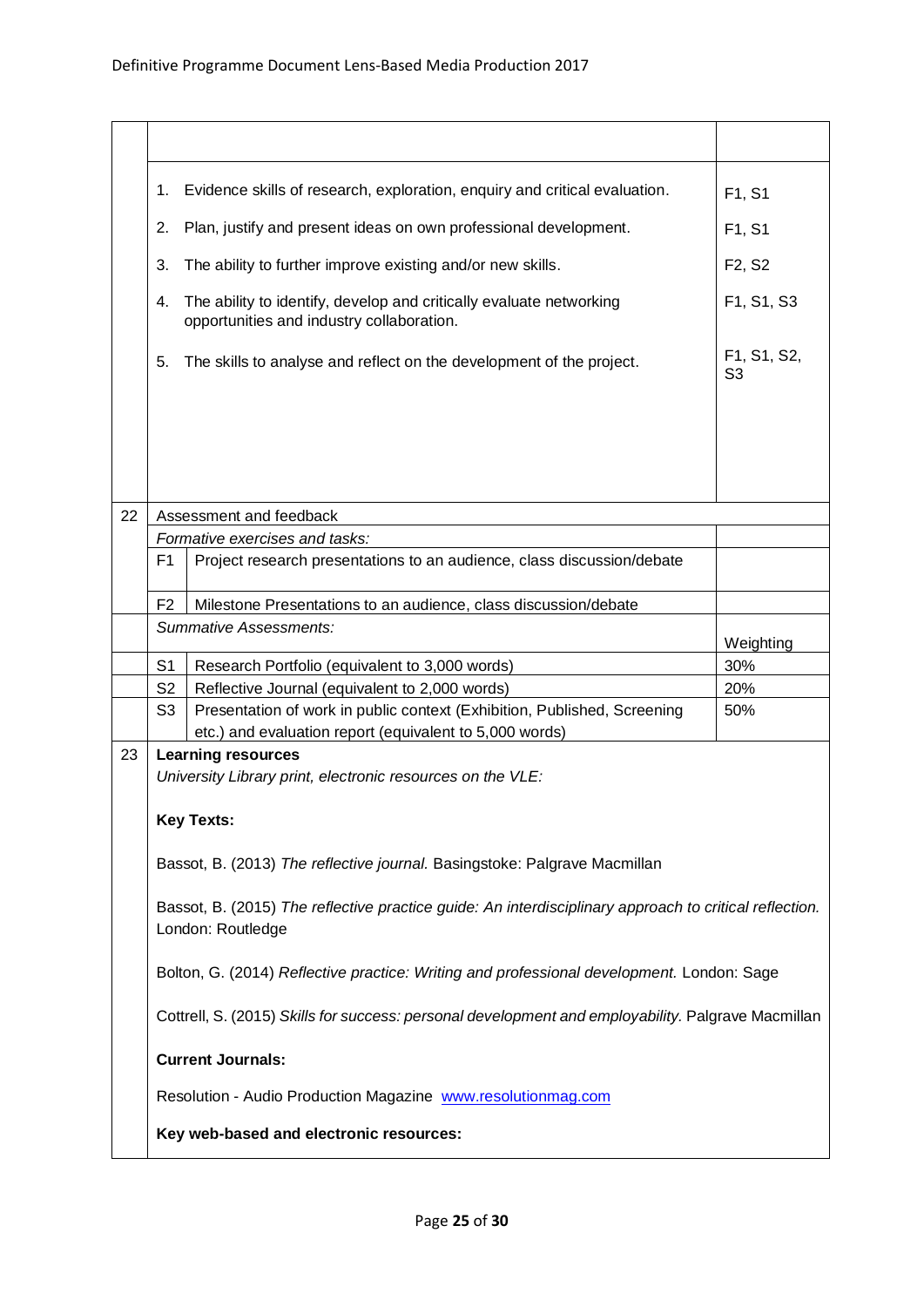| | | |
|---|---|---|
| | 1. Evidence skills of research, exploration, enquiry and critical evaluation. | F1, S1 |
| | 2. Plan, justify and present ideas on own professional development. | F1, S1 |
| | 3. The ability to further improve existing and/or new skills. | F2, S2 |
| | 4. The ability to identify, develop and critically evaluate networking opportunities and industry collaboration. | F1, S1, S3 |
| | 5. The skills to analyse and reflect on the development of the project. | F1, S1, S2, S3 |

| | | | |
|---|---|---|---|
| 22 | Assessment and feedback | | |
| | *Formative exercises and tasks:* | | |
| | F1 | Project research presentations to an audience, class discussion/debate | |
| | F2 | Milestone Presentations to an audience, class discussion/debate | |
| | *Summative Assessments:* | | Weighting |
| | S1 | Research Portfolio (equivalent to 3,000 words) | 30% |
| | S2 | Reflective Journal (equivalent to 2,000 words) | 20% |
| | S3 | Presentation of work in public context (Exhibition, Published, Screening etc.) and evaluation report (equivalent to 5,000 words) | 50% |

**23 Learning resources**

*University Library print, electronic resources on the VLE:*

**Key Texts:**

Bassot, B. (2013) *The reflective journal.* Basingstoke: Palgrave Macmillan

Bassot, B. (2015) *The reflective practice guide: An interdisciplinary approach to critical reflection.* London: Routledge

Bolton, G. (2014) *Reflective practice: Writing and professional development.* London: Sage

Cottrell, S. (2015) *Skills for success: personal development and employability.* Palgrave Macmillan

**Current Journals:**

Resolution - Audio Production Magazine [www.resolutionmag.com](http://www.resolutionmag.com)

**Key web-based and electronic resources:**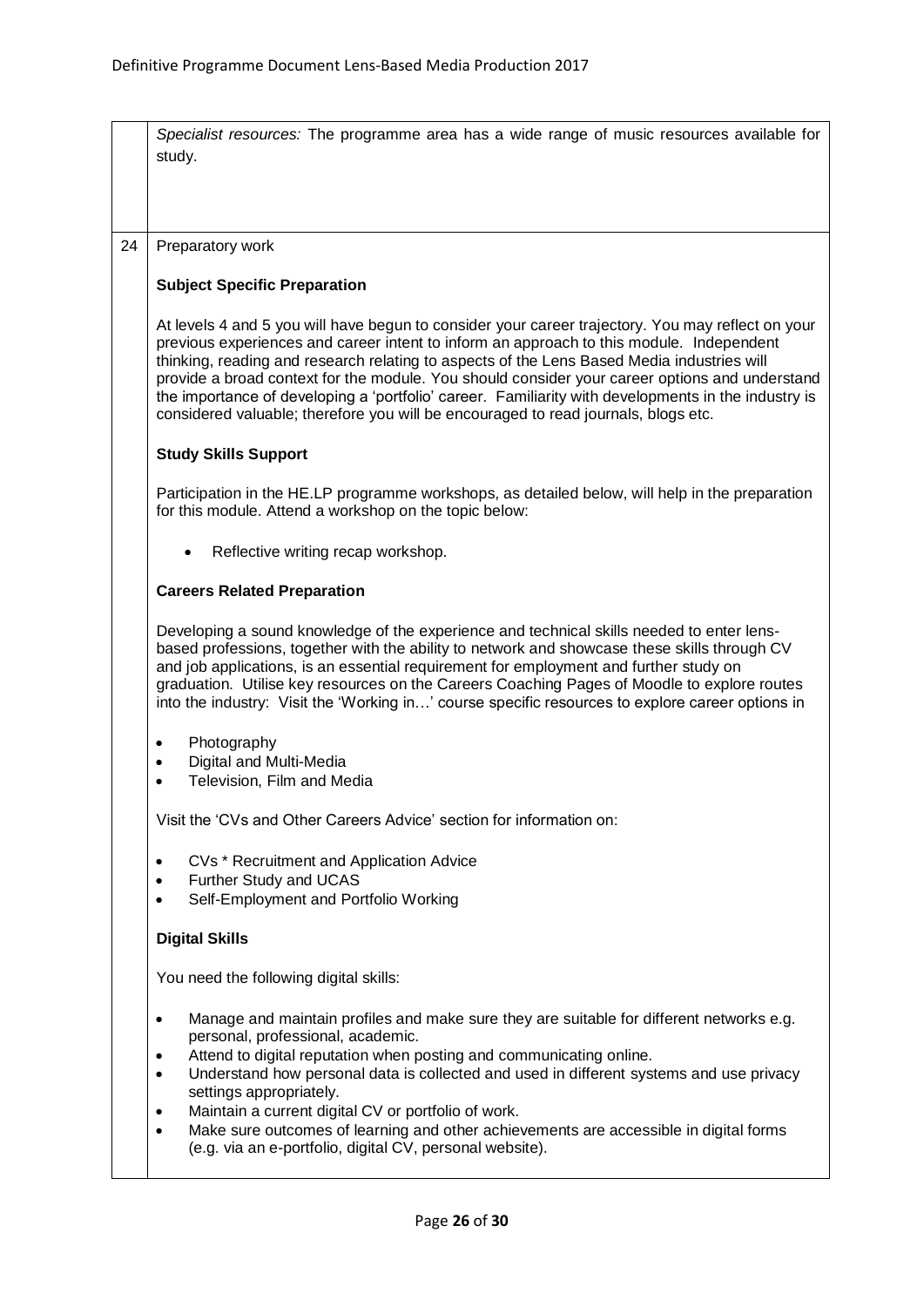| | |
|---|---|
| | *Specialist resources:* The programme area has a wide range of music resources available for study. |
| 24 | Preparatory work<br><br>**Subject Specific Preparation**<br><br>At levels 4 and 5 you will have begun to consider your career trajectory. You may reflect on your previous experiences and career intent to inform an approach to this module. Independent thinking, reading and research relating to aspects of the Lens Based Media industries will provide a broad context for the module. You should consider your career options and understand the importance of developing a 'portfolio' career. Familiarity with developments in the industry is considered valuable; therefore you will be encouraged to read journals, blogs etc.<br><br>**Study Skills Support**<br><br>Participation in the HE.LP programme workshops, as detailed below, will help in the preparation for this module. Attend a workshop on the topic below:<br><br>• Reflective writing recap workshop.<br><br>**Careers Related Preparation**<br><br>Developing a sound knowledge of the experience and technical skills needed to enter lens-based professions, together with the ability to network and showcase these skills through CV and job applications, is an essential requirement for employment and further study on graduation. Utilise key resources on the Careers Coaching Pages of Moodle to explore routes into the industry: Visit the 'Working in…' course specific resources to explore career options in<br><br>• Photography<br>• Digital and Multi-Media<br>• Television, Film and Media<br><br>Visit the 'CVs and Other Careers Advice' section for information on:<br><br>• CVs * Recruitment and Application Advice<br>• Further Study and UCAS<br>• Self-Employment and Portfolio Working<br><br>**Digital Skills**<br><br>You need the following digital skills:<br><br>• Manage and maintain profiles and make sure they are suitable for different networks e.g. personal, professional, academic.<br>• Attend to digital reputation when posting and communicating online.<br>• Understand how personal data is collected and used in different systems and use privacy settings appropriately.<br>• Maintain a current digital CV or portfolio of work.<br>• Make sure outcomes of learning and other achievements are accessible in digital forms (e.g. via an e-portfolio, digital CV, personal website). |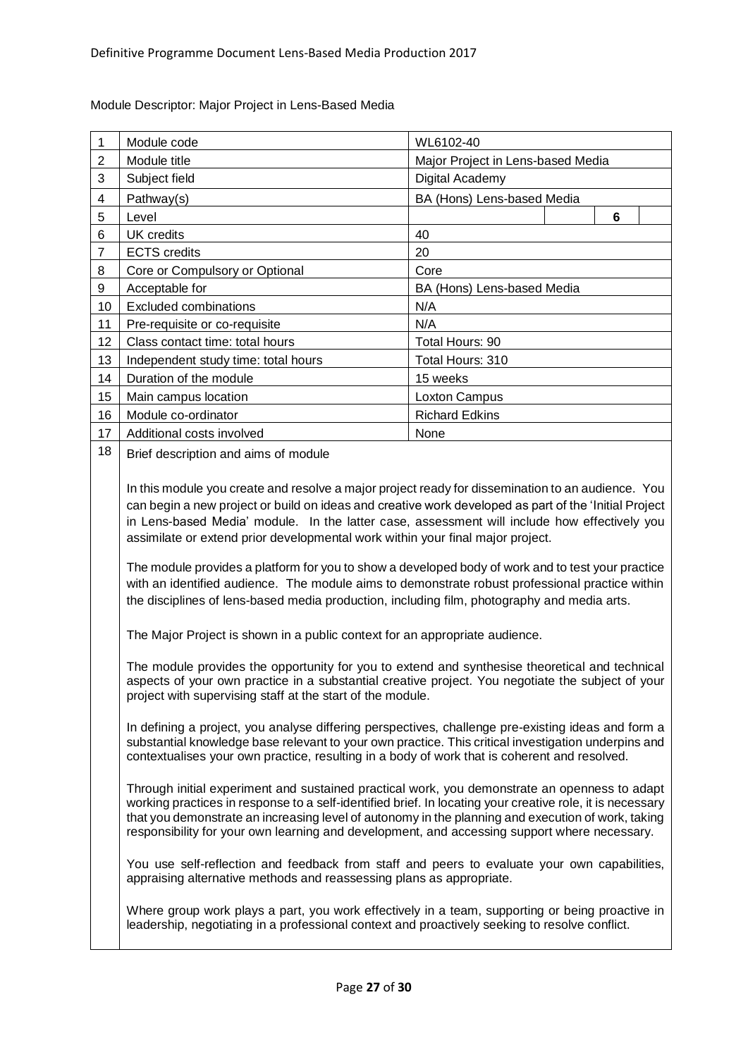Module Descriptor: Major Project in Lens-Based Media

| | | |
|---|---|---|
| 1 | Module code | WL6102-40 |
| 2 | Module title | Major Project in Lens-based Media |
| 3 | Subject field | Digital Academy |
| 4 | Pathway(s) | BA (Hons) Lens-based Media |
| 5 | Level | 6 |
| 6 | UK credits | 40 |
| 7 | ECTS credits | 20 |
| 8 | Core or Compulsory or Optional | Core |
| 9 | Acceptable for | BA (Hons) Lens-based Media |
| 10 | Excluded combinations | N/A |
| 11 | Pre-requisite or co-requisite | N/A |
| 12 | Class contact time: total hours | Total Hours: 90 |
| 13 | Independent study time: total hours | Total Hours: 310 |
| 14 | Duration of the module | 15 weeks |
| 15 | Main campus location | Loxton Campus |
| 16 | Module co-ordinator | Richard Edkins |
| 17 | Additional costs involved | None |

18 Brief description and aims of module

In this module you create and resolve a major project ready for dissemination to an audience. You can begin a new project or build on ideas and creative work developed as part of the 'Initial Project in Lens-based Media' module. In the latter case, assessment will include how effectively you assimilate or extend prior developmental work within your final major project.

The module provides a platform for you to show a developed body of work and to test your practice with an identified audience. The module aims to demonstrate robust professional practice within the disciplines of lens-based media production, including film, photography and media arts.

The Major Project is shown in a public context for an appropriate audience.

The module provides the opportunity for you to extend and synthesise theoretical and technical aspects of your own practice in a substantial creative project. You negotiate the subject of your project with supervising staff at the start of the module.

In defining a project, you analyse differing perspectives, challenge pre-existing ideas and form a substantial knowledge base relevant to your own practice. This critical investigation underpins and contextualises your own practice, resulting in a body of work that is coherent and resolved.

Through initial experiment and sustained practical work, you demonstrate an openness to adapt working practices in response to a self-identified brief. In locating your creative role, it is necessary that you demonstrate an increasing level of autonomy in the planning and execution of work, taking responsibility for your own learning and development, and accessing support where necessary.

You use self-reflection and feedback from staff and peers to evaluate your own capabilities, appraising alternative methods and reassessing plans as appropriate.

Where group work plays a part, you work effectively in a team, supporting or being proactive in leadership, negotiating in a professional context and proactively seeking to resolve conflict.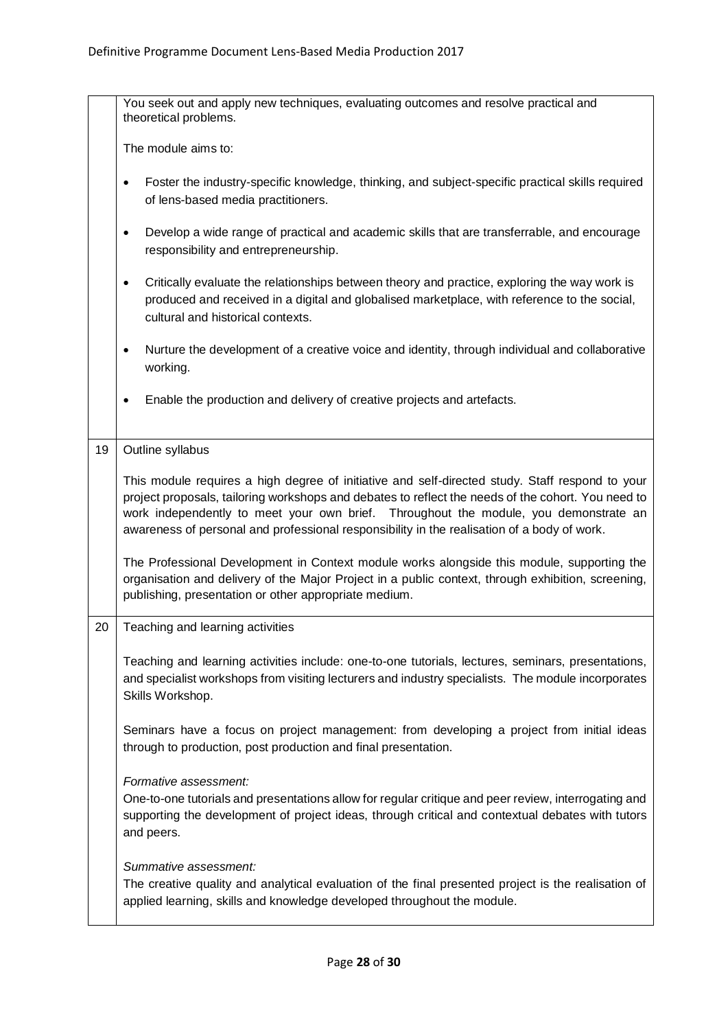|  |  |
|---|---|
|  | You seek out and apply new techniques, evaluating outcomes and resolve practical and theoretical problems.<br><br>The module aims to:<br><br>• Foster the industry-specific knowledge, thinking, and subject-specific practical skills required of lens-based media practitioners.<br>• Develop a wide range of practical and academic skills that are transferrable, and encourage responsibility and entrepreneurship.<br>• Critically evaluate the relationships between theory and practice, exploring the way work is produced and received in a digital and globalised marketplace, with reference to the social, cultural and historical contexts.<br>• Nurture the development of a creative voice and identity, through individual and collaborative working.<br>• Enable the production and delivery of creative projects and artefacts. |
| 19 | Outline syllabus<br><br>This module requires a high degree of initiative and self-directed study. Staff respond to your project proposals, tailoring workshops and debates to reflect the needs of the cohort. You need to work independently to meet your own brief. Throughout the module, you demonstrate an awareness of personal and professional responsibility in the realisation of a body of work.<br><br>The Professional Development in Context module works alongside this module, supporting the organisation and delivery of the Major Project in a public context, through exhibition, screening, publishing, presentation or other appropriate medium. |
| 20 | Teaching and learning activities<br><br>Teaching and learning activities include: one-to-one tutorials, lectures, seminars, presentations, and specialist workshops from visiting lecturers and industry specialists. The module incorporates Skills Workshop.<br><br>Seminars have a focus on project management: from developing a project from initial ideas through to production, post production and final presentation.<br><br>*Formative assessment:*<br>One-to-one tutorials and presentations allow for regular critique and peer review, interrogating and supporting the development of project ideas, through critical and contextual debates with tutors and peers.<br><br>*Summative assessment:*<br>The creative quality and analytical evaluation of the final presented project is the realisation of applied learning, skills and knowledge developed throughout the module. |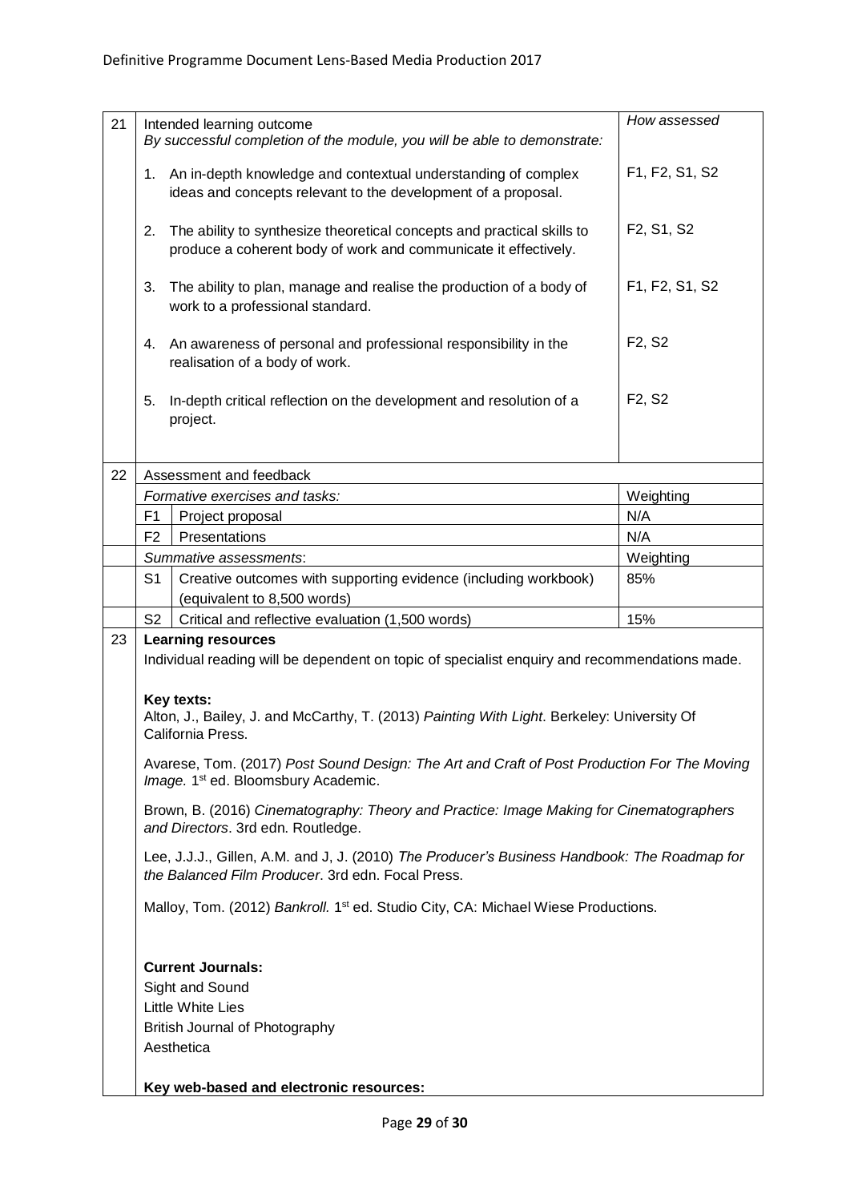| 21 | Intended learning outcome<br>*By successful completion of the module, you will be able to demonstrate:* | *How assessed* |
|---|---|---|
| | 1. An in-depth knowledge and contextual understanding of complex ideas and concepts relevant to the development of a proposal. | F1, F2, S1, S2 |
| | 2. The ability to synthesize theoretical concepts and practical skills to produce a coherent body of work and communicate it effectively. | F2, S1, S2 |
| | 3. The ability to plan, manage and realise the production of a body of work to a professional standard. | F1, F2, S1, S2 |
| | 4. An awareness of personal and professional responsibility in the realisation of a body of work. | F2, S2 |
| | 5. In-depth critical reflection on the development and resolution of a project. | F2, S2 |

| 22 | Assessment and feedback | | |
|---|---|---|---|
| | *Formative exercises and tasks:* | | Weighting |
| | F1 | Project proposal | N/A |
| | F2 | Presentations | N/A |
| | *Summative assessments*: | | Weighting |
| | S1 | Creative outcomes with supporting evidence (including workbook) (equivalent to 8,500 words) | 85% |
| | S2 | Critical and reflective evaluation (1,500 words) | 15% |

**23 Learning resources**

Individual reading will be dependent on topic of specialist enquiry and recommendations made.

**Key texts:**

Alton, J., Bailey, J. and McCarthy, T. (2013) *Painting With Light*. Berkeley: University Of California Press.

Avarese, Tom. (2017) *Post Sound Design: The Art and Craft of Post Production For The Moving Image.* 1st ed. Bloomsbury Academic.

Brown, B. (2016) *Cinematography: Theory and Practice: Image Making for Cinematographers and Directors*. 3rd edn. Routledge.

Lee, J.J.J., Gillen, A.M. and J, J. (2010) *The Producer's Business Handbook: The Roadmap for the Balanced Film Producer*. 3rd edn. Focal Press.

Malloy, Tom. (2012) *Bankroll.* 1st ed. Studio City, CA: Michael Wiese Productions.

**Current Journals:**

Sight and Sound
Little White Lies
British Journal of Photography
Aesthetica

**Key web-based and electronic resources:**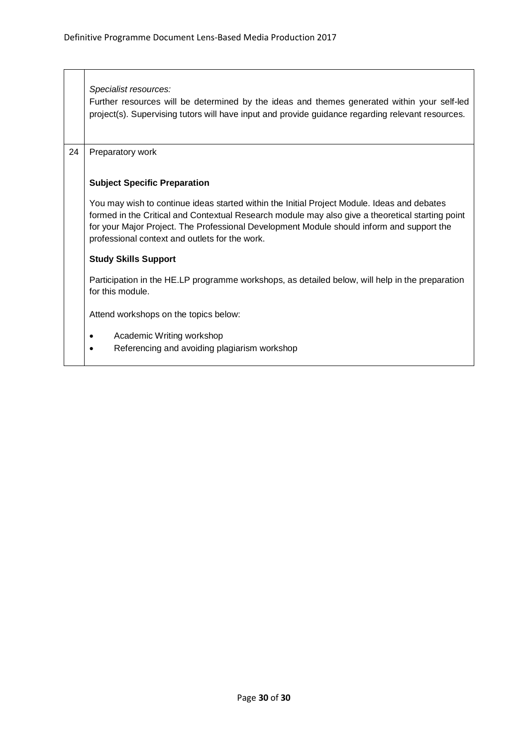| | |
|---|---|
| | *Specialist resources:*<br>Further resources will be determined by the ideas and themes generated within your self-led project(s). Supervising tutors will have input and provide guidance regarding relevant resources. |
| 24 | Preparatory work<br><br>**Subject Specific Preparation**<br><br>You may wish to continue ideas started within the Initial Project Module. Ideas and debates formed in the Critical and Contextual Research module may also give a theoretical starting point for your Major Project. The Professional Development Module should inform and support the professional context and outlets for the work.<br><br>**Study Skills Support**<br><br>Participation in the HE.LP programme workshops, as detailed below, will help in the preparation for this module.<br><br>Attend workshops on the topics below:<br><br>• Academic Writing workshop<br>• Referencing and avoiding plagiarism workshop |